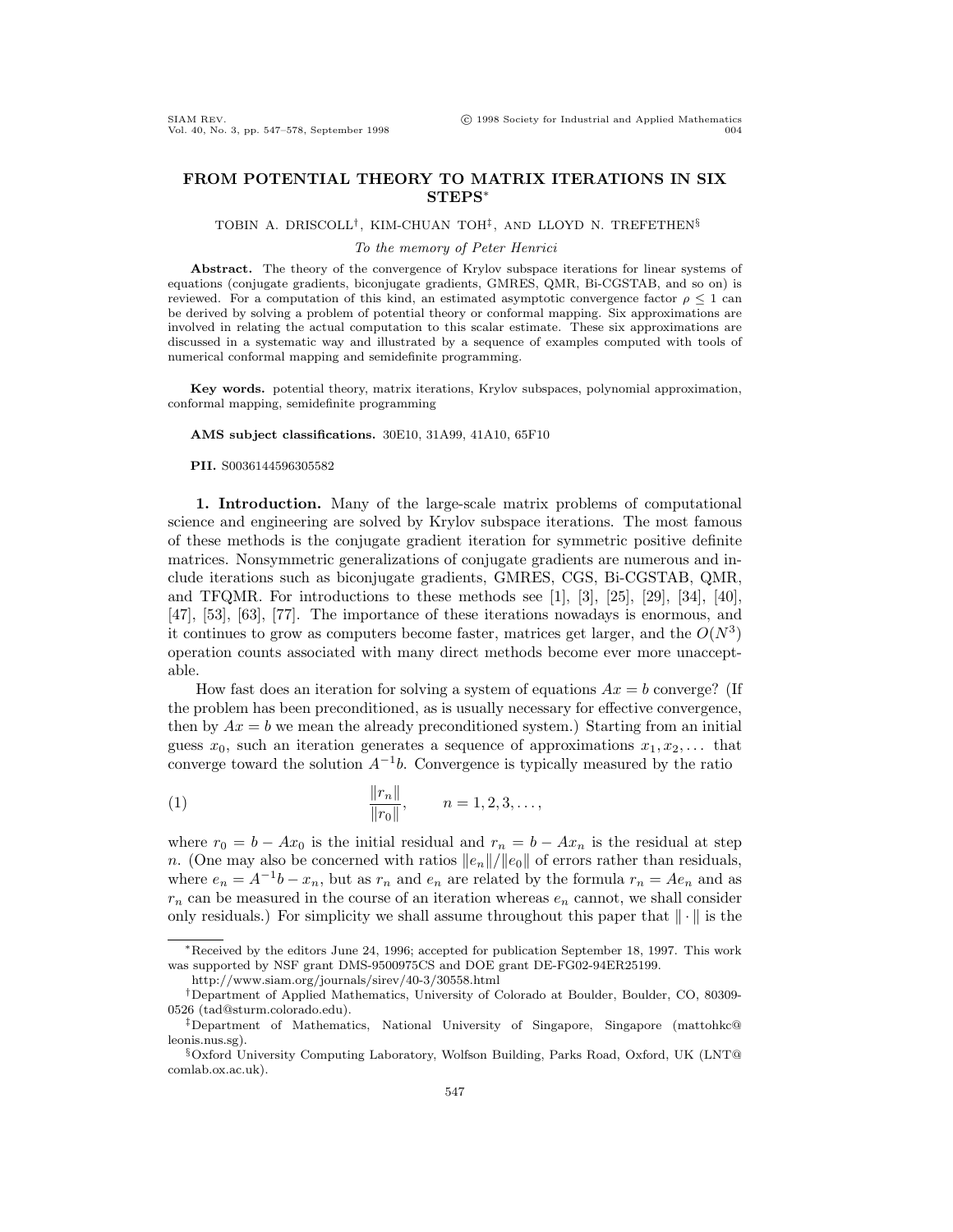# FROM POTENTIAL THEORY TO MATRIX ITERATIONS IN SIX STEPS*

TOBIN A. DRISCOLL[†], KIM-CHUAN TOH[‡], AND LLOYD N. TREFETHEN[§]

*To the memory of Peter Henrici*

**Abstract.** The theory of the convergence of Krylov subspace iterations for linear systems of equations (conjugate gradients, biconjugate gradients, GMRES, QMR, Bi-CGSTAB, and so on) is reviewed. For a computation of this kind, an estimated asymptotic convergence factor $\rho \leq 1$ can be derived by solving a problem of potential theory or conformal mapping. Six approximations are involved in relating the actual computation to this scalar estimate. These six approximations are discussed in a systematic way and illustrated by a sequence of examples computed with tools of numerical conformal mapping and semidefinite programming.

**Key words.** potential theory, matrix iterations, Krylov subspaces, polynomial approximation, conformal mapping, semidefinite programming

**AMS subject classifications.** 30E10, 31A99, 41A10, 65F10

**PII.** S0036144596305582

## 1. Introduction.

Many of the large-scale matrix problems of computational science and engineering are solved by Krylov subspace iterations. The most famous of these methods is the conjugate gradient iteration for symmetric positive definite matrices. Nonsymmetric generalizations of conjugate gradients are numerous and include iterations such as biconjugate gradients, GMRES, CGS, Bi-CGSTAB, QMR, and TFQMR. For introductions to these methods see [1], [3], [25], [29], [34], [40], [47], [53], [63], [77]. The importance of these iterations nowadays is enormous, and it continues to grow as computers become faster, matrices get larger, and the $O(N^3)$ operation counts associated with many direct methods become ever more unacceptable.

How fast does an iteration for solving a system of equations $Ax = b$ converge? (If the problem has been preconditioned, as is usually necessary for effective convergence, then by $Ax = b$ we mean the already preconditioned system.) Starting from an initial guess $x_0$, such an iteration generates a sequence of approximations $x_1, x_2, \ldots$ that converge toward the solution $A^{-1}b$. Convergence is typically measured by the ratio

$$\frac{\|r_n\|}{\|r_0\|}, \qquad n = 1, 2, 3, \ldots, \tag{1}$$

where $r_0 = b - Ax_0$ is the initial residual and $r_n = b - Ax_n$ is the residual at step $n$. (One may also be concerned with ratios $\|e_n\|/\|e_0\|$ of errors rather than residuals, where $e_n = A^{-1}b - x_n$, but as $r_n$ and $e_n$ are related by the formula $r_n = Ae_n$ and as $r_n$ can be measured in the course of an iteration whereas $e_n$ cannot, we shall consider only residuals.) For simplicity we shall assume throughout this paper that $\|\cdot\|$ is the

---

*Received by the editors June 24, 1996; accepted for publication September 18, 1997. This work was supported by NSF grant DMS-9500975CS and DOE grant DE-FG02-94ER25199.
http://www.siam.org/journals/sirev/40-3/30558.html

[†]Department of Applied Mathematics, University of Colorado at Boulder, Boulder, CO, 80309-0526 (tad@sturm.colorado.edu).

[‡]Department of Mathematics, National University of Singapore, Singapore (mattohkc@leonis.nus.sg).

[§]Oxford University Computing Laboratory, Wolfson Building, Parks Road, Oxford, UK (LNT@comlab.ox.ac.uk).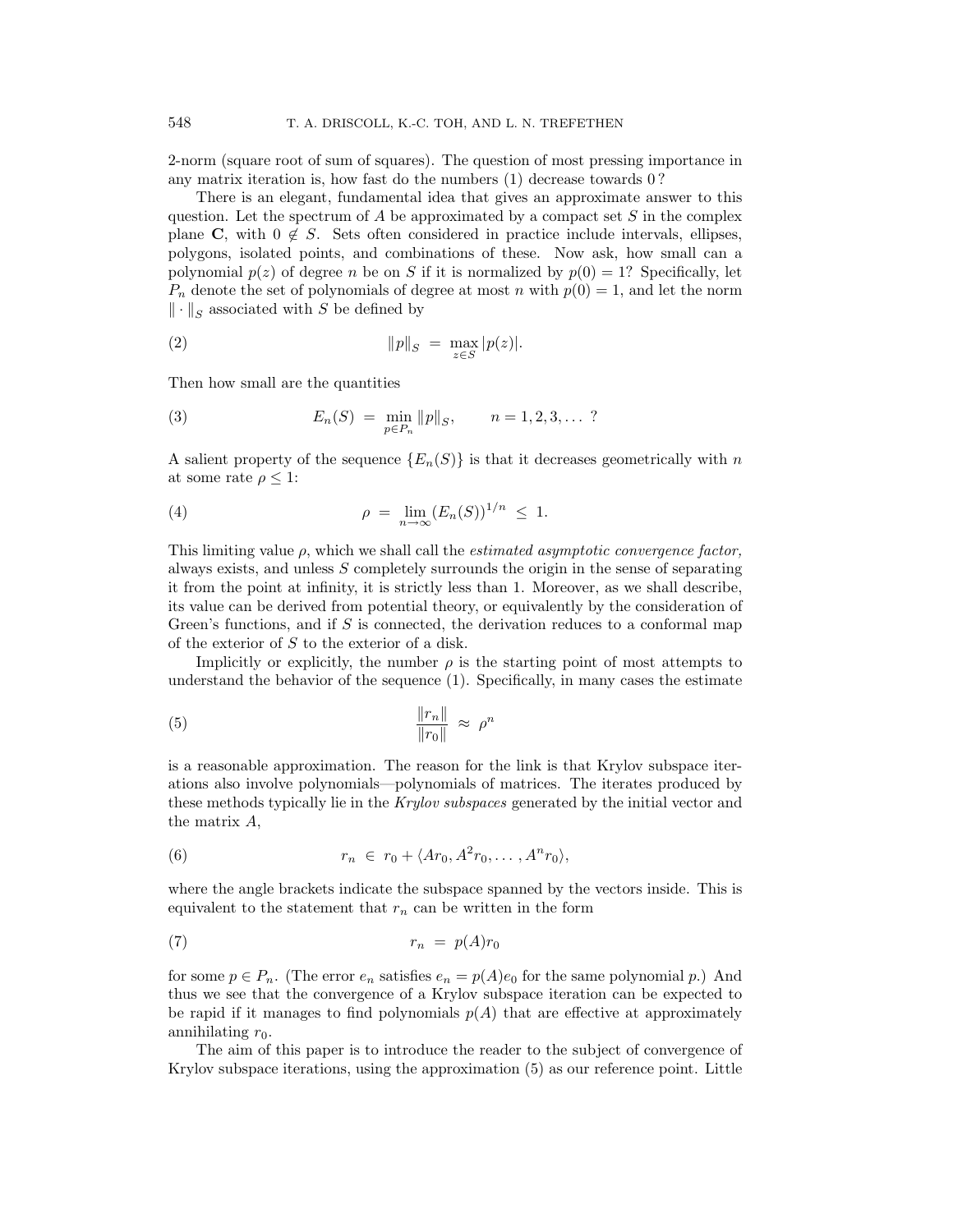2-norm (square root of sum of squares). The question of most pressing importance in any matrix iteration is, how fast do the numbers (1) decrease towards 0 ?

There is an elegant, fundamental idea that gives an approximate answer to this question. Let the spectrum of $A$ be approximated by a compact set $S$ in the complex plane $\mathbf{C}$, with $0 \notin S$. Sets often considered in practice include intervals, ellipses, polygons, isolated points, and combinations of these. Now ask, how small can a polynomial $p(z)$ of degree $n$ be on $S$ if it is normalized by $p(0) = 1$? Specifically, let $P_n$ denote the set of polynomials of degree at most $n$ with $p(0) = 1$, and let the norm $\|\cdot\|_S$ associated with $S$ be defined by

$$\|p\|_S \;=\; \max_{z\in S} |p(z)|. \tag{2}$$

Then how small are the quantities

$$E_n(S) \;=\; \min_{p\in P_n} \|p\|_S, \qquad n = 1, 2, 3, \ldots \;? \tag{3}$$

A salient property of the sequence $\{E_n(S)\}$ is that it decreases geometrically with $n$ at some rate $\rho \leq 1$:

$$\rho \;=\; \lim_{n\to\infty} (E_n(S))^{1/n} \;\leq\; 1. \tag{4}$$

This limiting value $\rho$, which we shall call the *estimated asymptotic convergence factor,* always exists, and unless $S$ completely surrounds the origin in the sense of separating it from the point at infinity, it is strictly less than 1. Moreover, as we shall describe, its value can be derived from potential theory, or equivalently by the consideration of Green's functions, and if $S$ is connected, the derivation reduces to a conformal map of the exterior of $S$ to the exterior of a disk.

Implicitly or explicitly, the number $\rho$ is the starting point of most attempts to understand the behavior of the sequence (1). Specifically, in many cases the estimate

$$\frac{\|r_n\|}{\|r_0\|} \;\approx\; \rho^n \tag{5}$$

is a reasonable approximation. The reason for the link is that Krylov subspace iterations also involve polynomials—polynomials of matrices. The iterates produced by these methods typically lie in the *Krylov subspaces* generated by the initial vector and the matrix $A$,

$$r_n \;\in\; r_0 + \langle Ar_0, A^2 r_0, \ldots, A^n r_0\rangle, \tag{6}$$

where the angle brackets indicate the subspace spanned by the vectors inside. This is equivalent to the statement that $r_n$ can be written in the form

$$r_n \;=\; p(A) r_0 \tag{7}$$

for some $p \in P_n$. (The error $e_n$ satisfies $e_n = p(A)e_0$ for the same polynomial $p$.) And thus we see that the convergence of a Krylov subspace iteration can be expected to be rapid if it manages to find polynomials $p(A)$ that are effective at approximately annihilating $r_0$.

The aim of this paper is to introduce the reader to the subject of convergence of Krylov subspace iterations, using the approximation (5) as our reference point. Little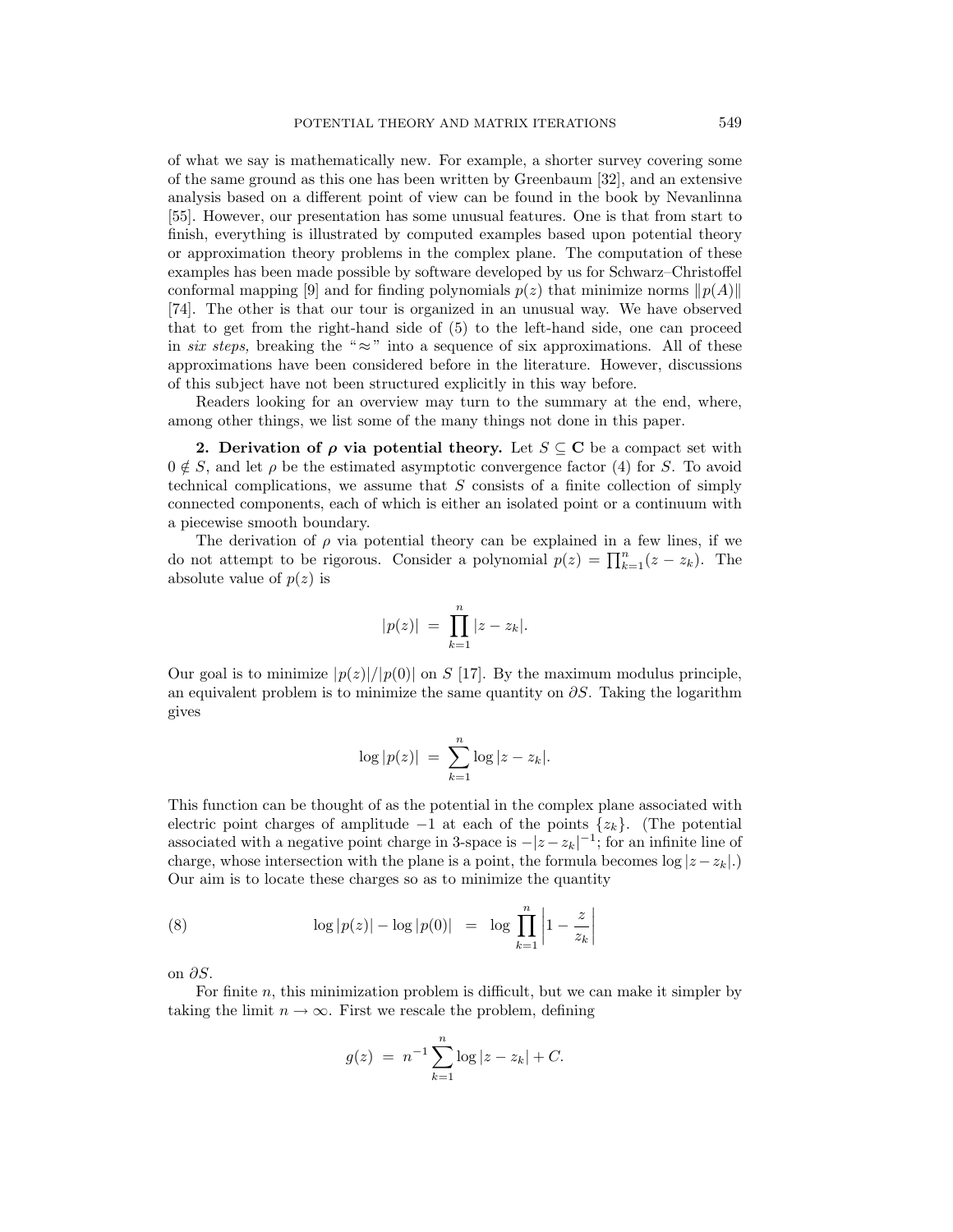of what we say is mathematically new. For example, a shorter survey covering some of the same ground as this one has been written by Greenbaum [32], and an extensive analysis based on a different point of view can be found in the book by Nevanlinna [55]. However, our presentation has some unusual features. One is that from start to finish, everything is illustrated by computed examples based upon potential theory or approximation theory problems in the complex plane. The computation of these examples has been made possible by software developed by us for Schwarz–Christoffel conformal mapping [9] and for finding polynomials $p(z)$ that minimize norms $\|p(A)\|$ [74]. The other is that our tour is organized in an unusual way. We have observed that to get from the right-hand side of (5) to the left-hand side, one can proceed in *six steps,* breaking the "$\approx$" into a sequence of six approximations. All of these approximations have been considered before in the literature. However, discussions of this subject have not been structured explicitly in this way before.

Readers looking for an overview may turn to the summary at the end, where, among other things, we list some of the many things not done in this paper.

## 2. Derivation of $\rho$ via potential theory.

Let $S \subseteq \mathbf{C}$ be a compact set with $0 \notin S$, and let $\rho$ be the estimated asymptotic convergence factor (4) for $S$. To avoid technical complications, we assume that $S$ consists of a finite collection of simply connected components, each of which is either an isolated point or a continuum with a piecewise smooth boundary.

The derivation of $\rho$ via potential theory can be explained in a few lines, if we do not attempt to be rigorous. Consider a polynomial $p(z) = \prod_{k=1}^{n}(z - z_k)$. The absolute value of $p(z)$ is

$$|p(z)| \;=\; \prod_{k=1}^{n} |z - z_k|.$$

Our goal is to minimize $|p(z)|/|p(0)|$ on $S$ [17]. By the maximum modulus principle, an equivalent problem is to minimize the same quantity on $\partial S$. Taking the logarithm gives

$$\log |p(z)| \;=\; \sum_{k=1}^{n} \log |z - z_k|.$$

This function can be thought of as the potential in the complex plane associated with electric point charges of amplitude $-1$ at each of the points $\{z_k\}$. (The potential associated with a negative point charge in 3-space is $-|z - z_k|^{-1}$; for an infinite line of charge, whose intersection with the plane is a point, the formula becomes $\log|z - z_k|$.) Our aim is to locate these charges so as to minimize the quantity

$$\log |p(z)| - \log |p(0)| \;=\; \log \prod_{k=1}^{n} \left| 1 - \frac{z}{z_k} \right| \tag{8}$$

on $\partial S$.

For finite $n$, this minimization problem is difficult, but we can make it simpler by taking the limit $n \to \infty$. First we rescale the problem, defining

$$g(z) \;=\; n^{-1} \sum_{k=1}^{n} \log |z - z_k| + C.$$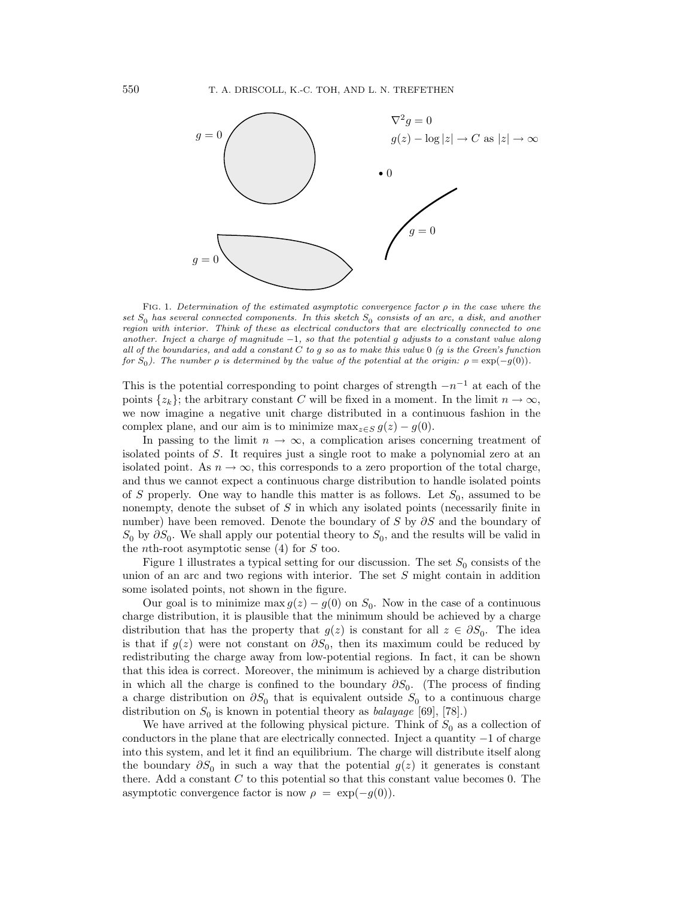Fig. 1. *Determination of the estimated asymptotic convergence factor $\rho$ in the case where the set $S_0$ has several connected components. In this sketch $S_0$ consists of an arc, a disk, and another region with interior. Think of these as electrical conductors that are electrically connected to one another. Inject a charge of magnitude $-1$, so that the potential $g$ adjusts to a constant value along all of the boundaries, and add a constant $C$ to $g$ so as to make this value 0 ($g$ is the Green's function for $S_0$). The number $\rho$ is determined by the value of the potential at the origin: $\rho = \exp(-g(0))$.*

This is the potential corresponding to point charges of strength $-n^{-1}$ at each of the points $\{z_k\}$; the arbitrary constant $C$ will be fixed in a moment. In the limit $n \to \infty$, we now imagine a negative unit charge distributed in a continuous fashion in the complex plane, and our aim is to minimize $\max_{z\in S} g(z) - g(0)$.

In passing to the limit $n \to \infty$, a complication arises concerning treatment of isolated points of $S$. It requires just a single root to make a polynomial zero at an isolated point. As $n \to \infty$, this corresponds to a zero proportion of the total charge, and thus we cannot expect a continuous charge distribution to handle isolated points of $S$ properly. One way to handle this matter is as follows. Let $S_0$, assumed to be nonempty, denote the subset of $S$ in which any isolated points (necessarily finite in number) have been removed. Denote the boundary of $S$ by $\partial S$ and the boundary of $S_0$ by $\partial S_0$. We shall apply our potential theory to $S_0$, and the results will be valid in the $n$th-root asymptotic sense (4) for $S$ too.

Figure 1 illustrates a typical setting for our discussion. The set $S_0$ consists of the union of an arc and two regions with interior. The set $S$ might contain in addition some isolated points, not shown in the figure.

Our goal is to minimize $\max g(z) - g(0)$ on $S_0$. Now in the case of a continuous charge distribution, it is plausible that the minimum should be achieved by a charge distribution that has the property that $g(z)$ is constant for all $z \in \partial S_0$. The idea is that if $g(z)$ were not constant on $\partial S_0$, then its maximum could be reduced by redistributing the charge away from low-potential regions. In fact, it can be shown that this idea is correct. Moreover, the minimum is achieved by a charge distribution in which all the charge is confined to the boundary $\partial S_0$. (The process of finding a charge distribution on $\partial S_0$ that is equivalent outside $S_0$ to a continuous charge distribution on $S_0$ is known in potential theory as *balayage* [69], [78].)

We have arrived at the following physical picture. Think of $S_0$ as a collection of conductors in the plane that are electrically connected. Inject a quantity $-1$ of charge into this system, and let it find an equilibrium. The charge will distribute itself along the boundary $\partial S_0$ in such a way that the potential $g(z)$ it generates is constant there. Add a constant $C$ to this potential so that this constant value becomes 0. The asymptotic convergence factor is now $\rho = \exp(-g(0))$.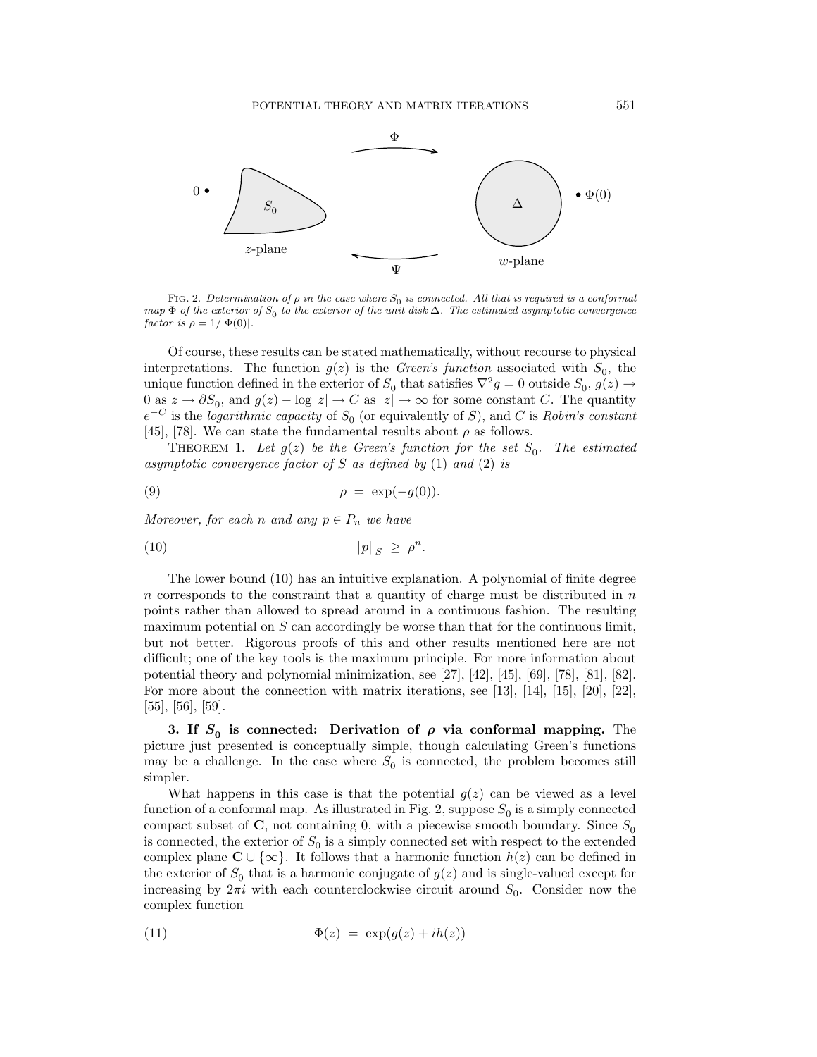FIG. 2. *Determination of $\rho$ in the case where $S_0$ is connected. All that is required is a conformal map $\Phi$ of the exterior of $S_0$ to the exterior of the unit disk $\Delta$. The estimated asymptotic convergence factor is $\rho = 1/|\Phi(0)|$.*

Of course, these results can be stated mathematically, without recourse to physical interpretations. The function $g(z)$ is the *Green's function* associated with $S_0$, the unique function defined in the exterior of $S_0$ that satisfies $\nabla^2 g = 0$ outside $S_0$, $g(z) \to 0$ as $z \to \partial S_0$, and $g(z) - \log|z| \to C$ as $|z| \to \infty$ for some constant $C$. The quantity $e^{-C}$ is the *logarithmic capacity* of $S_0$ (or equivalently of $S$), and $C$ is *Robin's constant* [45], [78]. We can state the fundamental results about $\rho$ as follows.

THEOREM 1. *Let $g(z)$ be the Green's function for the set $S_0$. The estimated asymptotic convergence factor of $S$ as defined by* (1) *and* (2) *is*

$$\rho = \exp(-g(0)). \tag{9}$$

*Moreover, for each $n$ and any $p \in P_n$ we have*

$$\|p\|_S \geq \rho^n. \tag{10}$$

The lower bound (10) has an intuitive explanation. A polynomial of finite degree $n$ corresponds to the constraint that a quantity of charge must be distributed in $n$ points rather than allowed to spread around in a continuous fashion. The resulting maximum potential on $S$ can accordingly be worse than that for the continuous limit, but not better. Rigorous proofs of this and other results mentioned here are not difficult; one of the key tools is the maximum principle. For more information about potential theory and polynomial minimization, see [27], [42], [45], [69], [78], [81], [82]. For more about the connection with matrix iterations, see [13], [14], [15], [20], [22], [55], [56], [59].

**3. If $S_0$ is connected: Derivation of $\rho$ via conformal mapping.** The picture just presented is conceptually simple, though calculating Green's functions may be a challenge. In the case where $S_0$ is connected, the problem becomes still simpler.

What happens in this case is that the potential $g(z)$ can be viewed as a level function of a conformal map. As illustrated in Fig. 2, suppose $S_0$ is a simply connected compact subset of $\mathbf{C}$, not containing 0, with a piecewise smooth boundary. Since $S_0$ is connected, the exterior of $S_0$ is a simply connected set with respect to the extended complex plane $\mathbf{C} \cup \{\infty\}$. It follows that a harmonic function $h(z)$ can be defined in the exterior of $S_0$ that is a harmonic conjugate of $g(z)$ and is single-valued except for increasing by $2\pi i$ with each counterclockwise circuit around $S_0$. Consider now the complex function

$$\Phi(z) = \exp(g(z) + ih(z)) \tag{11}$$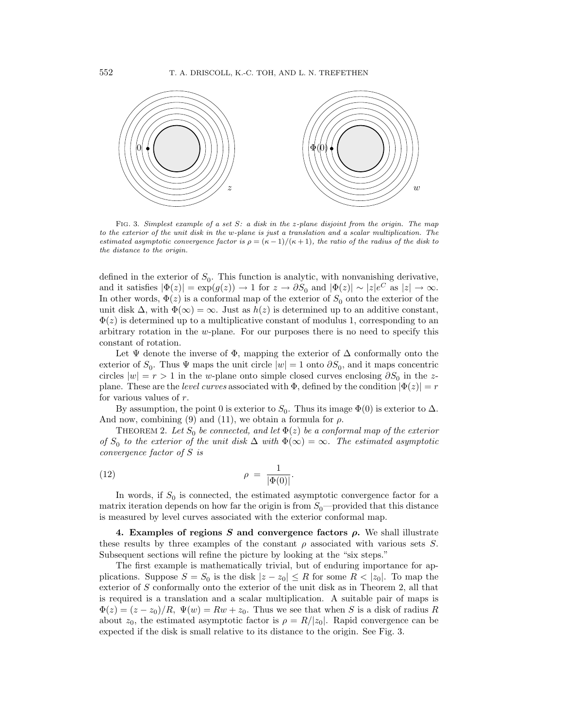FIG. 3. *Simplest example of a set S: a disk in the z-plane disjoint from the origin. The map to the exterior of the unit disk in the w-plane is just a translation and a scalar multiplication. The estimated asymptotic convergence factor is $\rho = (\kappa - 1)/(\kappa + 1)$, the ratio of the radius of the disk to the distance to the origin.*

defined in the exterior of $S_0$. This function is analytic, with nonvanishing derivative, and it satisfies $|\Phi(z)| = \exp(g(z)) \to 1$ for $z \to \partial S_0$ and $|\Phi(z)| \sim |z|e^C$ as $|z| \to \infty$. In other words, $\Phi(z)$ is a conformal map of the exterior of $S_0$ onto the exterior of the unit disk $\Delta$, with $\Phi(\infty) = \infty$. Just as $h(z)$ is determined up to an additive constant, $\Phi(z)$ is determined up to a multiplicative constant of modulus 1, corresponding to an arbitrary rotation in the $w$-plane. For our purposes there is no need to specify this constant of rotation.

Let $\Psi$ denote the inverse of $\Phi$, mapping the exterior of $\Delta$ conformally onto the exterior of $S_0$. Thus $\Psi$ maps the unit circle $|w| = 1$ onto $\partial S_0$, and it maps concentric circles $|w| = r > 1$ in the $w$-plane onto simple closed curves enclosing $\partial S_0$ in the $z$-plane. These are the *level curves* associated with $\Phi$, defined by the condition $|\Phi(z)| = r$ for various values of $r$.

By assumption, the point 0 is exterior to $S_0$. Thus its image $\Phi(0)$ is exterior to $\Delta$. And now, combining (9) and (11), we obtain a formula for $\rho$.

THEOREM 2. *Let $S_0$ be connected, and let $\Phi(z)$ be a conformal map of the exterior of $S_0$ to the exterior of the unit disk $\Delta$ with $\Phi(\infty) = \infty$. The estimated asymptotic convergence factor of $S$ is*

$$\rho = \frac{1}{|\Phi(0)|}. \tag{12}$$

In words, if $S_0$ is connected, the estimated asymptotic convergence factor for a matrix iteration depends on how far the origin is from $S_0$—provided that this distance is measured by level curves associated with the exterior conformal map.

## 4. Examples of regions *S* and convergence factors *ρ*.

We shall illustrate these results by three examples of the constant $\rho$ associated with various sets $S$. Subsequent sections will refine the picture by looking at the "six steps."

The first example is mathematically trivial, but of enduring importance for applications. Suppose $S = S_0$ is the disk $|z - z_0| \le R$ for some $R < |z_0|$. To map the exterior of $S$ conformally onto the exterior of the unit disk as in Theorem 2, all that is required is a translation and a scalar multiplication. A suitable pair of maps is $\Phi(z) = (z - z_0)/R$, $\Psi(w) = Rw + z_0$. Thus we see that when $S$ is a disk of radius $R$ about $z_0$, the estimated asymptotic factor is $\rho = R/|z_0|$. Rapid convergence can be expected if the disk is small relative to its distance to the origin. See Fig. 3.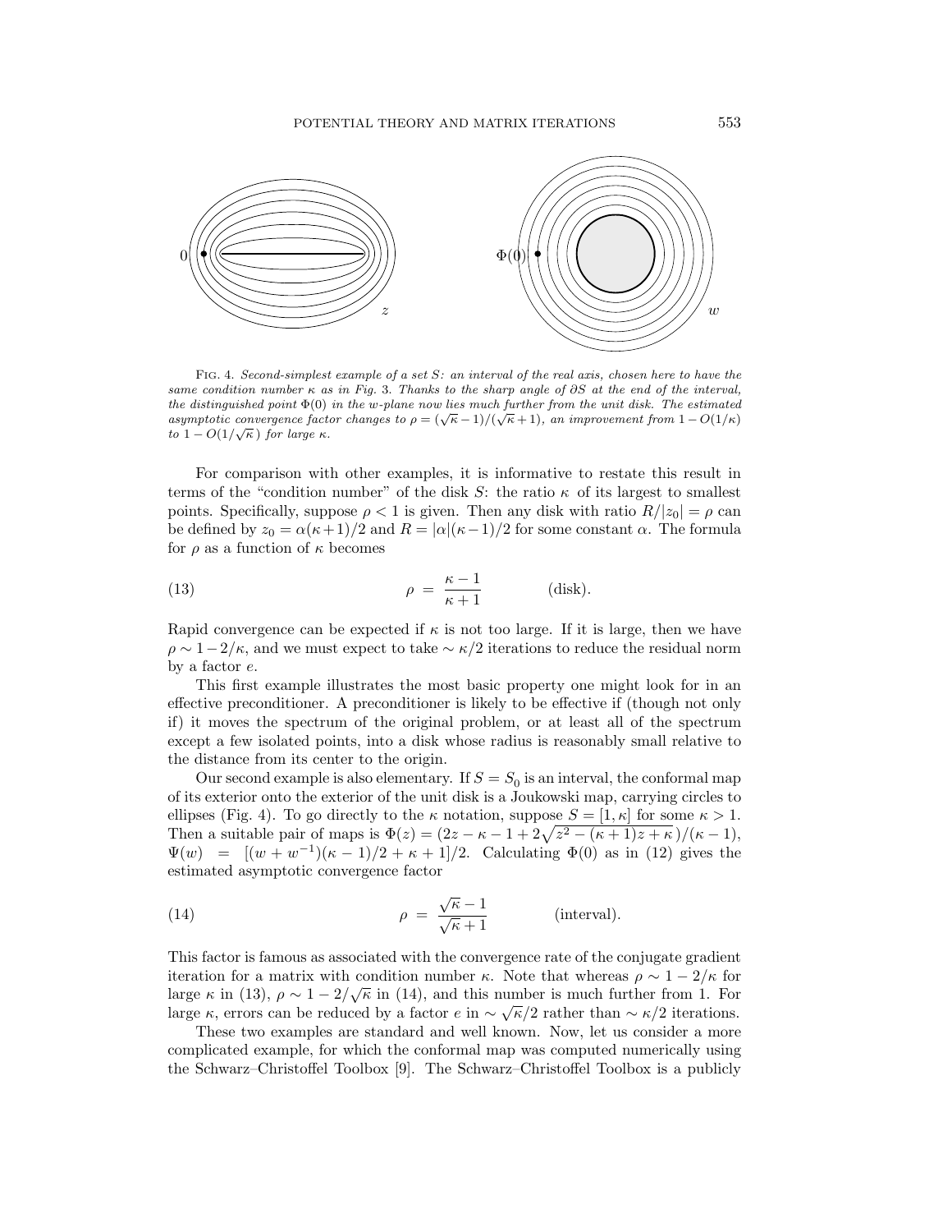FIG. 4. *Second-simplest example of a set $S$: an interval of the real axis, chosen here to have the same condition number $\kappa$ as in Fig. 3. Thanks to the sharp angle of $\partial S$ at the end of the interval, the distinguished point $\Phi(0)$ in the $w$-plane now lies much further from the unit disk. The estimated asymptotic convergence factor changes to $\rho = (\sqrt{\kappa}-1)/(\sqrt{\kappa}+1)$, an improvement from $1-O(1/\kappa)$ to $1-O(1/\sqrt{\kappa})$ for large $\kappa$.*

For comparison with other examples, it is informative to restate this result in terms of the "condition number" of the disk $S$: the ratio $\kappa$ of its largest to smallest points. Specifically, suppose $\rho < 1$ is given. Then any disk with ratio $R/|z_0| = \rho$ can be defined by $z_0 = \alpha(\kappa+1)/2$ and $R = |\alpha|(\kappa-1)/2$ for some constant $\alpha$. The formula for $\rho$ as a function of $\kappa$ becomes

$$\rho \;=\; \frac{\kappa-1}{\kappa+1} \qquad\qquad \text{(disk).} \tag{13}$$

Rapid convergence can be expected if $\kappa$ is not too large. If it is large, then we have $\rho \sim 1-2/\kappa$, and we must expect to take $\sim \kappa/2$ iterations to reduce the residual norm by a factor $e$.

This first example illustrates the most basic property one might look for in an effective preconditioner. A preconditioner is likely to be effective if (though not only if) it moves the spectrum of the original problem, or at least all of the spectrum except a few isolated points, into a disk whose radius is reasonably small relative to the distance from its center to the origin.

Our second example is also elementary. If $S = S_0$ is an interval, the conformal map of its exterior onto the exterior of the unit disk is a Joukowski map, carrying circles to ellipses (Fig. 4). To go directly to the $\kappa$ notation, suppose $S = [1, \kappa]$ for some $\kappa > 1$. Then a suitable pair of maps is $\Phi(z) = (2z-\kappa-1+2\sqrt{z^2-(\kappa+1)z+\kappa}\,)/(\kappa-1)$, $\Psi(w) \;=\; [(w+w^{-1})(\kappa-1)/2+\kappa+1]/2$. Calculating $\Phi(0)$ as in (12) gives the estimated asymptotic convergence factor

$$\rho \;=\; \frac{\sqrt{\kappa}-1}{\sqrt{\kappa}+1} \qquad\qquad \text{(interval).} \tag{14}$$

This factor is famous as associated with the convergence rate of the conjugate gradient iteration for a matrix with condition number $\kappa$. Note that whereas $\rho \sim 1-2/\kappa$ for large $\kappa$ in (13), $\rho \sim 1-2/\sqrt{\kappa}$ in (14), and this number is much further from 1. For large $\kappa$, errors can be reduced by a factor $e$ in $\sim \sqrt{\kappa}/2$ rather than $\sim \kappa/2$ iterations.

These two examples are standard and well known. Now, let us consider a more complicated example, for which the conformal map was computed numerically using the Schwarz–Christoffel Toolbox [9]. The Schwarz–Christoffel Toolbox is a publicly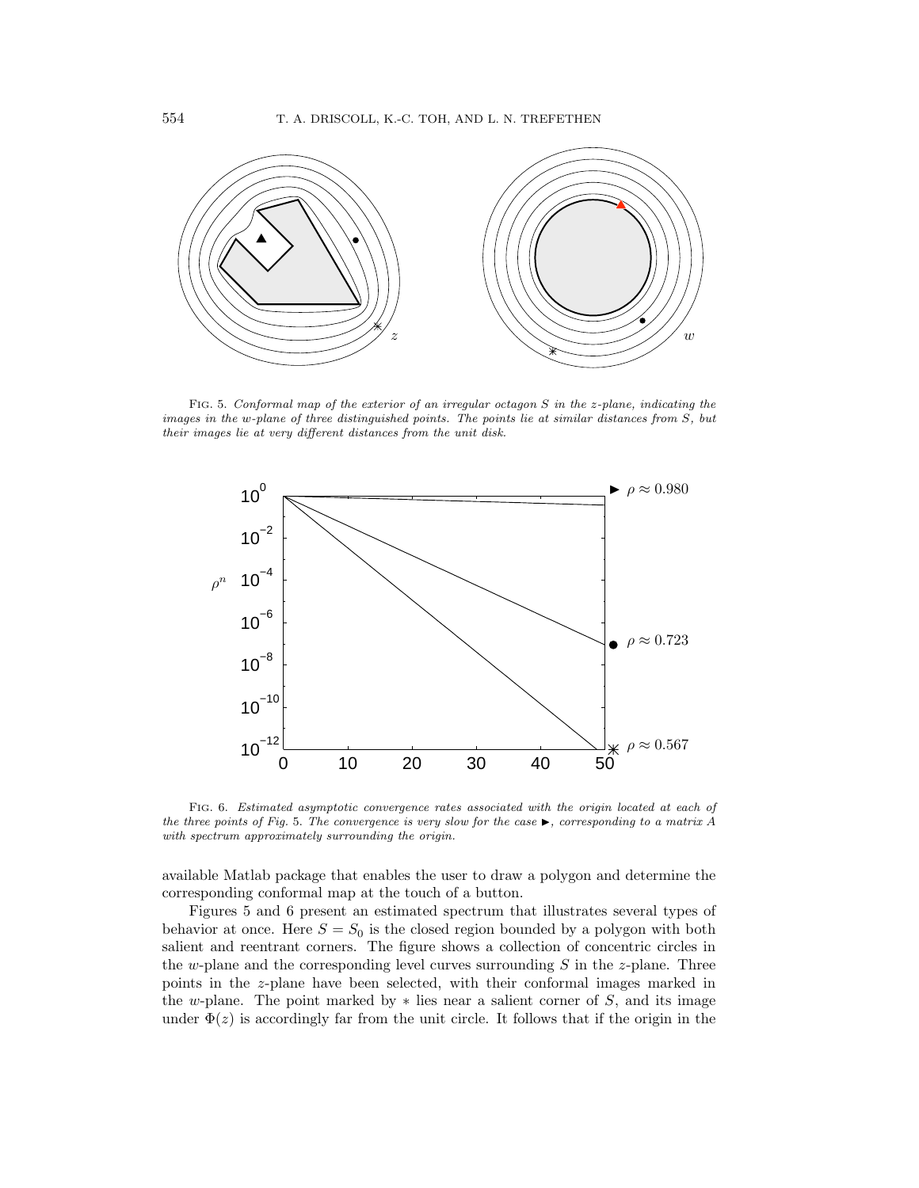FIG. 5. *Conformal map of the exterior of an irregular octagon $S$ in the $z$-plane, indicating the images in the $w$-plane of three distinguished points. The points lie at similar distances from $S$, but their images lie at very different distances from the unit disk.*

FIG. 6. *Estimated asymptotic convergence rates associated with the origin located at each of the three points of Fig. 5. The convergence is very slow for the case ►, corresponding to a matrix $A$ with spectrum approximately surrounding the origin.*

available Matlab package that enables the user to draw a polygon and determine the corresponding conformal map at the touch of a button.

Figures 5 and 6 present an estimated spectrum that illustrates several types of behavior at once. Here $S = S_0$ is the closed region bounded by a polygon with both salient and reentrant corners. The figure shows a collection of concentric circles in the $w$-plane and the corresponding level curves surrounding $S$ in the $z$-plane. Three points in the $z$-plane have been selected, with their conformal images marked in the $w$-plane. The point marked by $*$ lies near a salient corner of $S$, and its image under $\Phi(z)$ is accordingly far from the unit circle. It follows that if the origin in the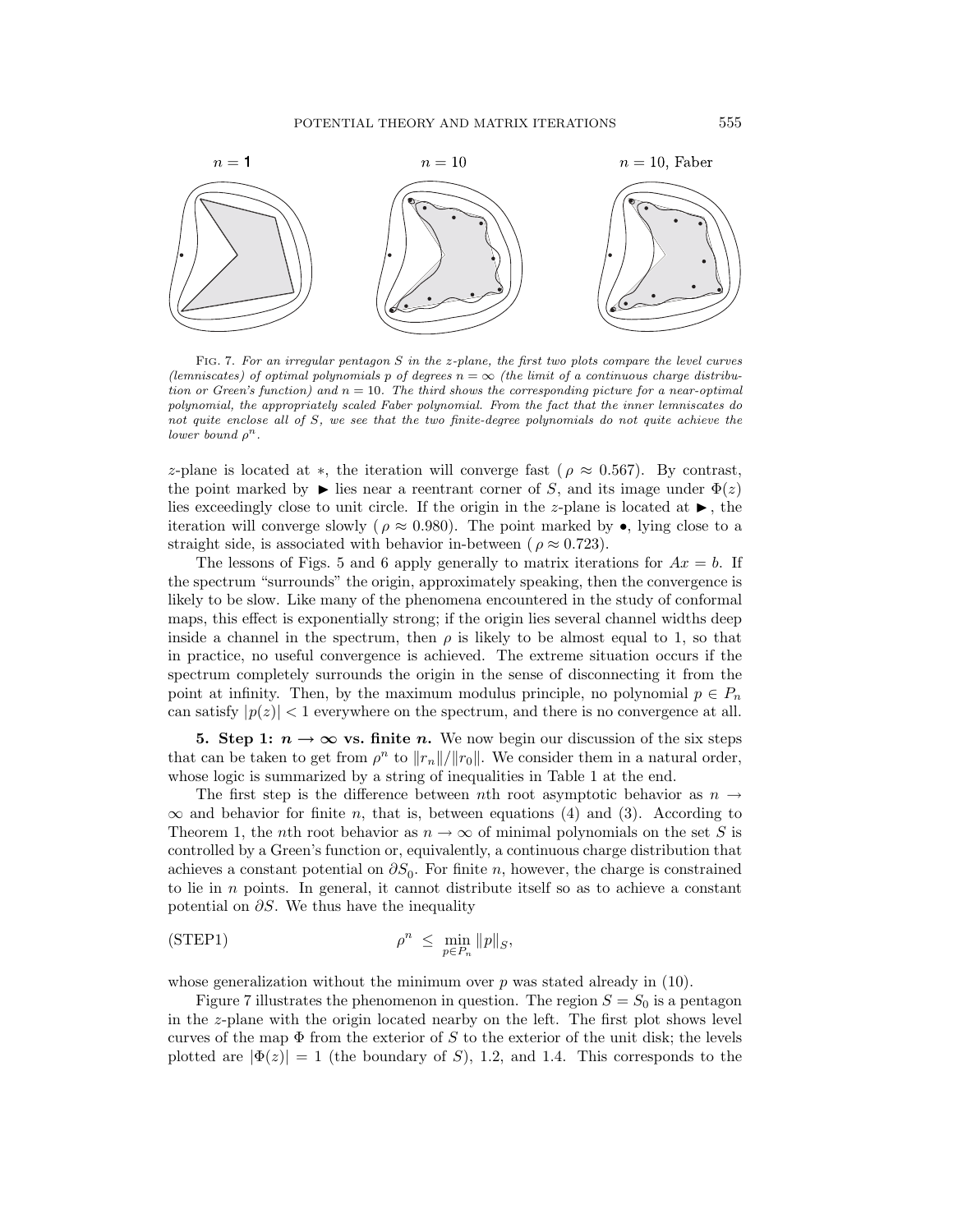Fig. 7. *For an irregular pentagon $S$ in the $z$-plane, the first two plots compare the level curves (lemniscates) of optimal polynomials $p$ of degrees $n = \infty$ (the limit of a continuous charge distribution or Green's function) and $n = 10$. The third shows the corresponding picture for a near-optimal polynomial, the appropriately scaled Faber polynomial. From the fact that the inner lemniscates do not quite enclose all of $S$, we see that the two finite-degree polynomials do not quite achieve the lower bound $\rho^n$.*

$z$-plane is located at $*$, the iteration will converge fast ($\rho \approx 0.567$). By contrast, the point marked by ► lies near a reentrant corner of $S$, and its image under $\Phi(z)$ lies exceedingly close to unit circle. If the origin in the $z$-plane is located at ►, the iteration will converge slowly ($\rho \approx 0.980$). The point marked by •, lying close to a straight side, is associated with behavior in-between ($\rho \approx 0.723$).

The lessons of Figs. 5 and 6 apply generally to matrix iterations for $Ax = b$. If the spectrum "surrounds" the origin, approximately speaking, then the convergence is likely to be slow. Like many of the phenomena encountered in the study of conformal maps, this effect is exponentially strong; if the origin lies several channel widths deep inside a channel in the spectrum, then $\rho$ is likely to be almost equal to 1, so that in practice, no useful convergence is achieved. The extreme situation occurs if the spectrum completely surrounds the origin in the sense of disconnecting it from the point at infinity. Then, by the maximum modulus principle, no polynomial $p \in P_n$ can satisfy $|p(z)| < 1$ everywhere on the spectrum, and there is no convergence at all.

**5. Step 1: $n \to \infty$ vs. finite $n$.** We now begin our discussion of the six steps that can be taken to get from $\rho^n$ to $\|r_n\|/\|r_0\|$. We consider them in a natural order, whose logic is summarized by a string of inequalities in Table 1 at the end.

The first step is the difference between $n$th root asymptotic behavior as $n \to \infty$ and behavior for finite $n$, that is, between equations (4) and (3). According to Theorem 1, the $n$th root behavior as $n \to \infty$ of minimal polynomials on the set $S$ is controlled by a Green's function or, equivalently, a continuous charge distribution that achieves a constant potential on $\partial S_0$. For finite $n$, however, the charge is constrained to lie in $n$ points. In general, it cannot distribute itself so as to achieve a constant potential on $\partial S$. We thus have the inequality

$$\rho^n \le \min_{p \in P_n} \|p\|_S, \qquad \text{(STEP1)}$$

whose generalization without the minimum over $p$ was stated already in (10).

Figure 7 illustrates the phenomenon in question. The region $S = S_0$ is a pentagon in the $z$-plane with the origin located nearby on the left. The first plot shows level curves of the map $\Phi$ from the exterior of $S$ to the exterior of the unit disk; the levels plotted are $|\Phi(z)| = 1$ (the boundary of $S$), 1.2, and 1.4. This corresponds to the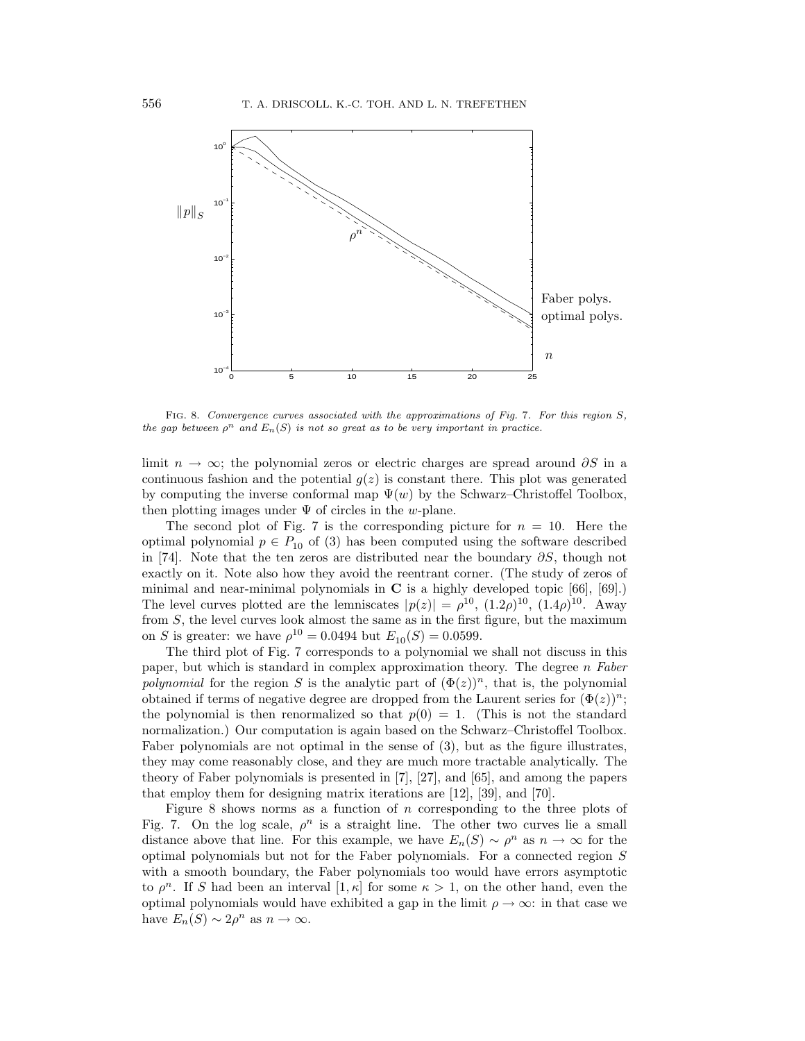Fig. 8. *Convergence curves associated with the approximations of Fig. 7. For this region S, the gap between $\rho^n$ and $E_n(S)$ is not so great as to be very important in practice.*

limit $n \to \infty$; the polynomial zeros or electric charges are spread around $\partial S$ in a continuous fashion and the potential $g(z)$ is constant there. This plot was generated by computing the inverse conformal map $\Psi(w)$ by the Schwarz–Christoffel Toolbox, then plotting images under $\Psi$ of circles in the $w$-plane.

The second plot of Fig. 7 is the corresponding picture for $n = 10$. Here the optimal polynomial $p \in P_{10}$ of (3) has been computed using the software described in [74]. Note that the ten zeros are distributed near the boundary $\partial S$, though not exactly on it. Note also how they avoid the reentrant corner. (The study of zeros of minimal and near-minimal polynomials in **C** is a highly developed topic [66], [69].) The level curves plotted are the lemniscates $|p(z)| = \rho^{10}$, $(1.2\rho)^{10}$, $(1.4\rho)^{10}$. Away from $S$, the level curves look almost the same as in the first figure, but the maximum on $S$ is greater: we have $\rho^{10} = 0.0494$ but $E_{10}(S) = 0.0599$.

The third plot of Fig. 7 corresponds to a polynomial we shall not discuss in this paper, but which is standard in complex approximation theory. The degree $n$ *Faber polynomial* for the region $S$ is the analytic part of $(\Phi(z))^n$, that is, the polynomial obtained if terms of negative degree are dropped from the Laurent series for $(\Phi(z))^n$; the polynomial is then renormalized so that $p(0) = 1$. (This is not the standard normalization.) Our computation is again based on the Schwarz–Christoffel Toolbox. Faber polynomials are not optimal in the sense of (3), but as the figure illustrates, they may come reasonably close, and they are much more tractable analytically. The theory of Faber polynomials is presented in [7], [27], and [65], and among the papers that employ them for designing matrix iterations are [12], [39], and [70].

Figure 8 shows norms as a function of $n$ corresponding to the three plots of Fig. 7. On the log scale, $\rho^n$ is a straight line. The other two curves lie a small distance above that line. For this example, we have $E_n(S) \sim \rho^n$ as $n \to \infty$ for the optimal polynomials but not for the Faber polynomials. For a connected region $S$ with a smooth boundary, the Faber polynomials too would have errors asymptotic to $\rho^n$. If $S$ had been an interval $[1, \kappa]$ for some $\kappa > 1$, on the other hand, even the optimal polynomials would have exhibited a gap in the limit $\rho \to \infty$: in that case we have $E_n(S) \sim 2\rho^n$ as $n \to \infty$.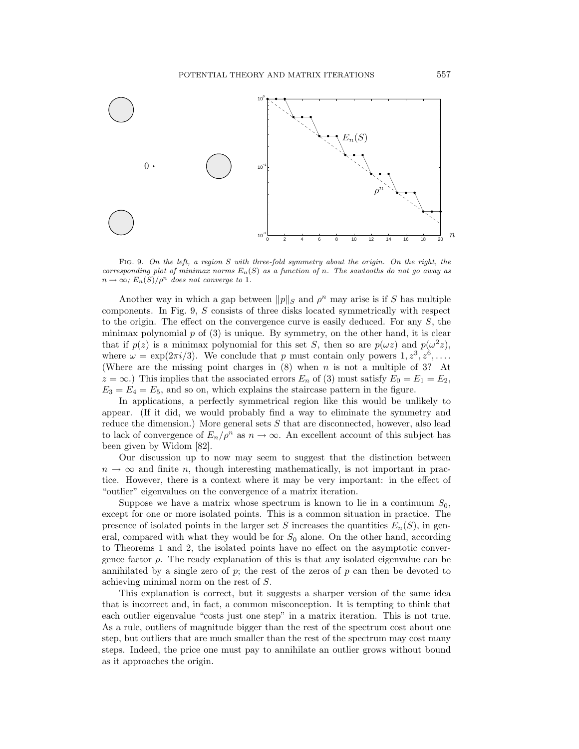Fig. 9. *On the left, a region $S$ with three-fold symmetry about the origin. On the right, the corresponding plot of minimax norms $E_n(S)$ as a function of $n$. The sawtooths do not go away as $n \to \infty$; $E_n(S)/\rho^n$ does not converge to 1.*

Another way in which a gap between $\|p\|_S$ and $\rho^n$ may arise is if $S$ has multiple components. In Fig. 9, $S$ consists of three disks located symmetrically with respect to the origin. The effect on the convergence curve is easily deduced. For any $S$, the minimax polynomial $p$ of (3) is unique. By symmetry, on the other hand, it is clear that if $p(z)$ is a minimax polynomial for this set $S$, then so are $p(\omega z)$ and $p(\omega^2 z)$, where $\omega = \exp(2\pi i/3)$. We conclude that $p$ must contain only powers $1, z^3, z^6, \ldots$. (Where are the missing point charges in (8) when $n$ is not a multiple of 3? At $z = \infty$.) This implies that the associated errors $E_n$ of (3) must satisfy $E_0 = E_1 = E_2$, $E_3 = E_4 = E_5$, and so on, which explains the staircase pattern in the figure.

In applications, a perfectly symmetrical region like this would be unlikely to appear. (If it did, we would probably find a way to eliminate the symmetry and reduce the dimension.) More general sets $S$ that are disconnected, however, also lead to lack of convergence of $E_n/\rho^n$ as $n \to \infty$. An excellent account of this subject has been given by Widom [82].

Our discussion up to now may seem to suggest that the distinction between $n \to \infty$ and finite $n$, though interesting mathematically, is not important in practice. However, there is a context where it may be very important: in the effect of "outlier" eigenvalues on the convergence of a matrix iteration.

Suppose we have a matrix whose spectrum is known to lie in a continuum $S_0$, except for one or more isolated points. This is a common situation in practice. The presence of isolated points in the larger set $S$ increases the quantities $E_n(S)$, in general, compared with what they would be for $S_0$ alone. On the other hand, according to Theorems 1 and 2, the isolated points have no effect on the asymptotic convergence factor $\rho$. The ready explanation of this is that any isolated eigenvalue can be annihilated by a single zero of $p$; the rest of the zeros of $p$ can then be devoted to achieving minimal norm on the rest of $S$.

This explanation is correct, but it suggests a sharper version of the same idea that is incorrect and, in fact, a common misconception. It is tempting to think that each outlier eigenvalue "costs just one step" in a matrix iteration. This is not true. As a rule, outliers of magnitude bigger than the rest of the spectrum cost about one step, but outliers that are much smaller than the rest of the spectrum may cost many steps. Indeed, the price one must pay to annihilate an outlier grows without bound as it approaches the origin.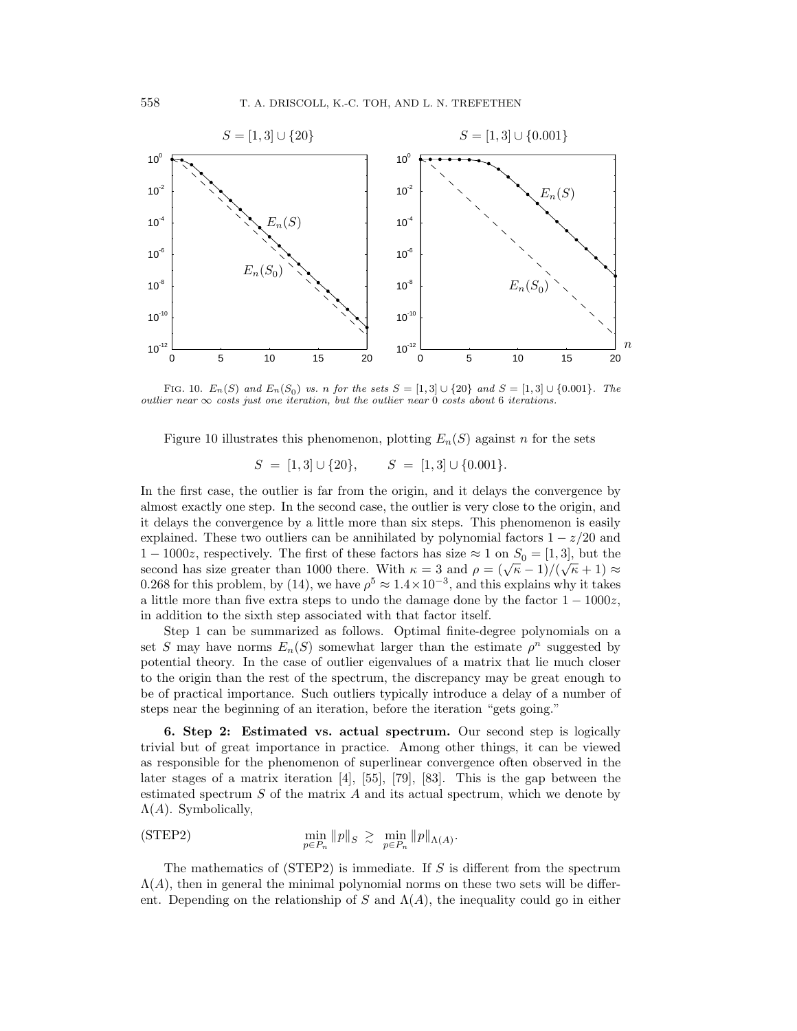FIG. 10. $E_n(S)$ and $E_n(S_0)$ vs. $n$ for the sets $S = [1,3] \cup \{20\}$ and $S = [1,3] \cup \{0.001\}$. The outlier near $\infty$ costs just one iteration, but the outlier near 0 costs about 6 iterations.

Figure 10 illustrates this phenomenon, plotting $E_n(S)$ against $n$ for the sets

$$S = [1,3] \cup \{20\}, \qquad S = [1,3] \cup \{0.001\}.$$

In the first case, the outlier is far from the origin, and it delays the convergence by almost exactly one step. In the second case, the outlier is very close to the origin, and it delays the convergence by a little more than six steps. This phenomenon is easily explained. These two outliers can be annihilated by polynomial factors $1 - z/20$ and $1 - 1000z$, respectively. The first of these factors has size $\approx 1$ on $S_0 = [1,3]$, but the second has size greater than 1000 there. With $\kappa = 3$ and $\rho = (\sqrt{\kappa} - 1)/(\sqrt{\kappa} + 1) \approx 0.268$ for this problem, by (14), we have $\rho^5 \approx 1.4 \times 10^{-3}$, and this explains why it takes a little more than five extra steps to undo the damage done by the factor $1 - 1000z$, in addition to the sixth step associated with that factor itself.

Step 1 can be summarized as follows. Optimal finite-degree polynomials on a set $S$ may have norms $E_n(S)$ somewhat larger than the estimate $\rho^n$ suggested by potential theory. In the case of outlier eigenvalues of a matrix that lie much closer to the origin than the rest of the spectrum, the discrepancy may be great enough to be of practical importance. Such outliers typically introduce a delay of a number of steps near the beginning of an iteration, before the iteration "gets going."

**6. Step 2: Estimated vs. actual spectrum.** Our second step is logically trivial but of great importance in practice. Among other things, it can be viewed as responsible for the phenomenon of superlinear convergence often observed in the later stages of a matrix iteration [4], [55], [79], [83]. This is the gap between the estimated spectrum $S$ of the matrix $A$ and its actual spectrum, which we denote by $\Lambda(A)$. Symbolically,

$$\text{(STEP2)} \qquad \min_{p \in P_n} \|p\|_S \gtrsim \min_{p \in P_n} \|p\|_{\Lambda(A)}.$$

The mathematics of (STEP2) is immediate. If $S$ is different from the spectrum $\Lambda(A)$, then in general the minimal polynomial norms on these two sets will be different. Depending on the relationship of $S$ and $\Lambda(A)$, the inequality could go in either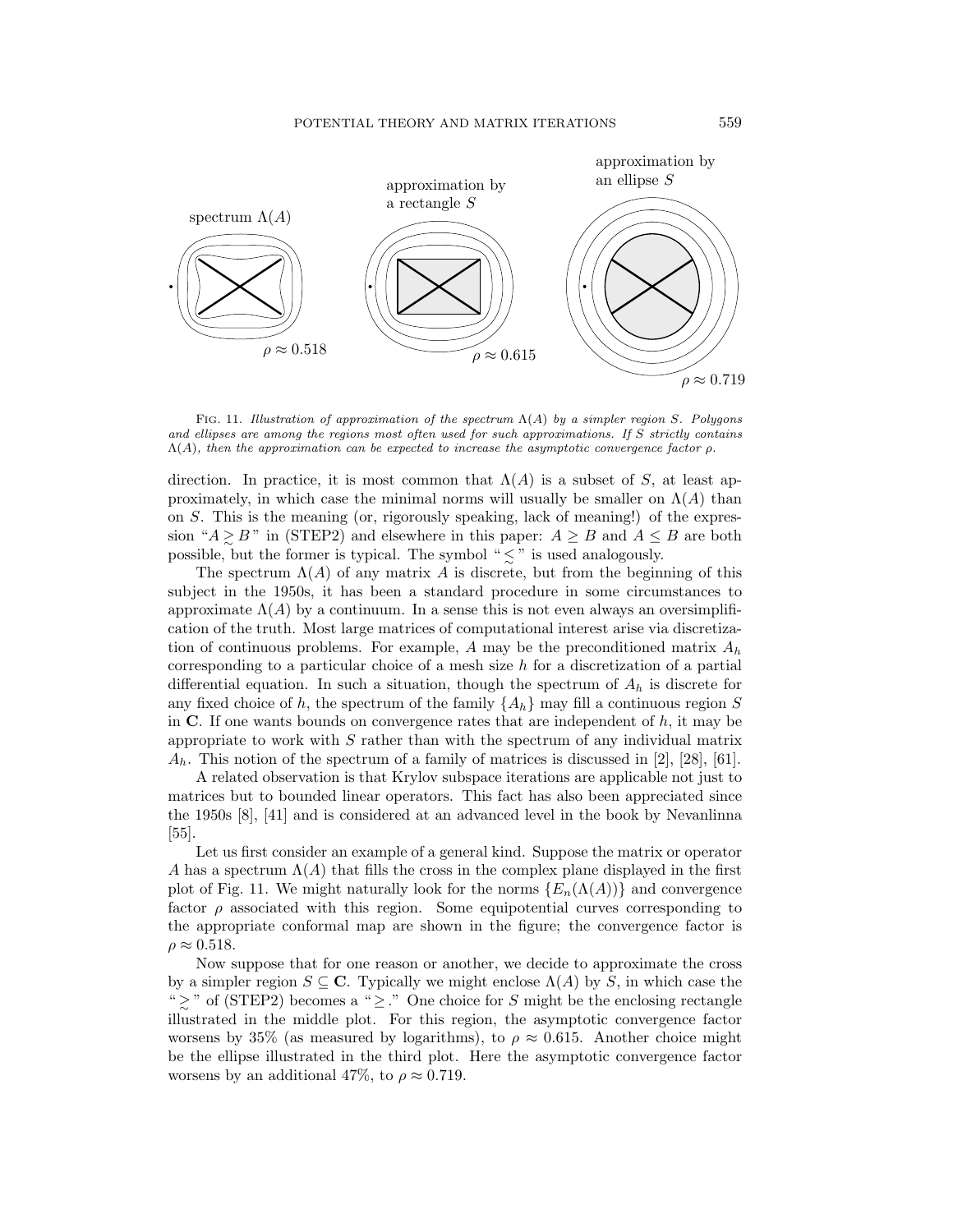spectrum $\Lambda(A)$

$\rho \approx 0.518$

approximation by a rectangle $S$

$\rho \approx 0.615$

approximation by an ellipse $S$

$\rho \approx 0.719$

Fig. 11. *Illustration of approximation of the spectrum $\Lambda(A)$ by a simpler region $S$. Polygons and ellipses are among the regions most often used for such approximations. If $S$ strictly contains $\Lambda(A)$, then the approximation can be expected to increase the asymptotic convergence factor $\rho$.*

direction. In practice, it is most common that $\Lambda(A)$ is a subset of $S$, at least approximately, in which case the minimal norms will usually be smaller on $\Lambda(A)$ than on $S$. This is the meaning (or, rigorously speaking, lack of meaning!) of the expression "$A \gtrsim B$" in (STEP2) and elsewhere in this paper: $A \geq B$ and $A \leq B$ are both possible, but the former is typical. The symbol "$\lesssim$" is used analogously.

The spectrum $\Lambda(A)$ of any matrix $A$ is discrete, but from the beginning of this subject in the 1950s, it has been a standard procedure in some circumstances to approximate $\Lambda(A)$ by a continuum. In a sense this is not even always an oversimplification of the truth. Most large matrices of computational interest arise via discretization of continuous problems. For example, $A$ may be the preconditioned matrix $A_h$ corresponding to a particular choice of a mesh size $h$ for a discretization of a partial differential equation. In such a situation, though the spectrum of $A_h$ is discrete for any fixed choice of $h$, the spectrum of the family $\{A_h\}$ may fill a continuous region $S$ in $\mathbf{C}$. If one wants bounds on convergence rates that are independent of $h$, it may be appropriate to work with $S$ rather than with the spectrum of any individual matrix $A_h$. This notion of the spectrum of a family of matrices is discussed in [2], [28], [61].

A related observation is that Krylov subspace iterations are applicable not just to matrices but to bounded linear operators. This fact has also been appreciated since the 1950s [8], [41] and is considered at an advanced level in the book by Nevanlinna [55].

Let us first consider an example of a general kind. Suppose the matrix or operator $A$ has a spectrum $\Lambda(A)$ that fills the cross in the complex plane displayed in the first plot of Fig. 11. We might naturally look for the norms $\{E_n(\Lambda(A))\}$ and convergence factor $\rho$ associated with this region. Some equipotential curves corresponding to the appropriate conformal map are shown in the figure; the convergence factor is $\rho \approx 0.518$.

Now suppose that for one reason or another, we decide to approximate the cross by a simpler region $S \subseteq \mathbf{C}$. Typically we might enclose $\Lambda(A)$ by $S$, in which case the "$\gtrsim$" of (STEP2) becomes a "$\geq$." One choice for $S$ might be the enclosing rectangle illustrated in the middle plot. For this region, the asymptotic convergence factor worsens by 35% (as measured by logarithms), to $\rho \approx 0.615$. Another choice might be the ellipse illustrated in the third plot. Here the asymptotic convergence factor worsens by an additional 47%, to $\rho \approx 0.719$.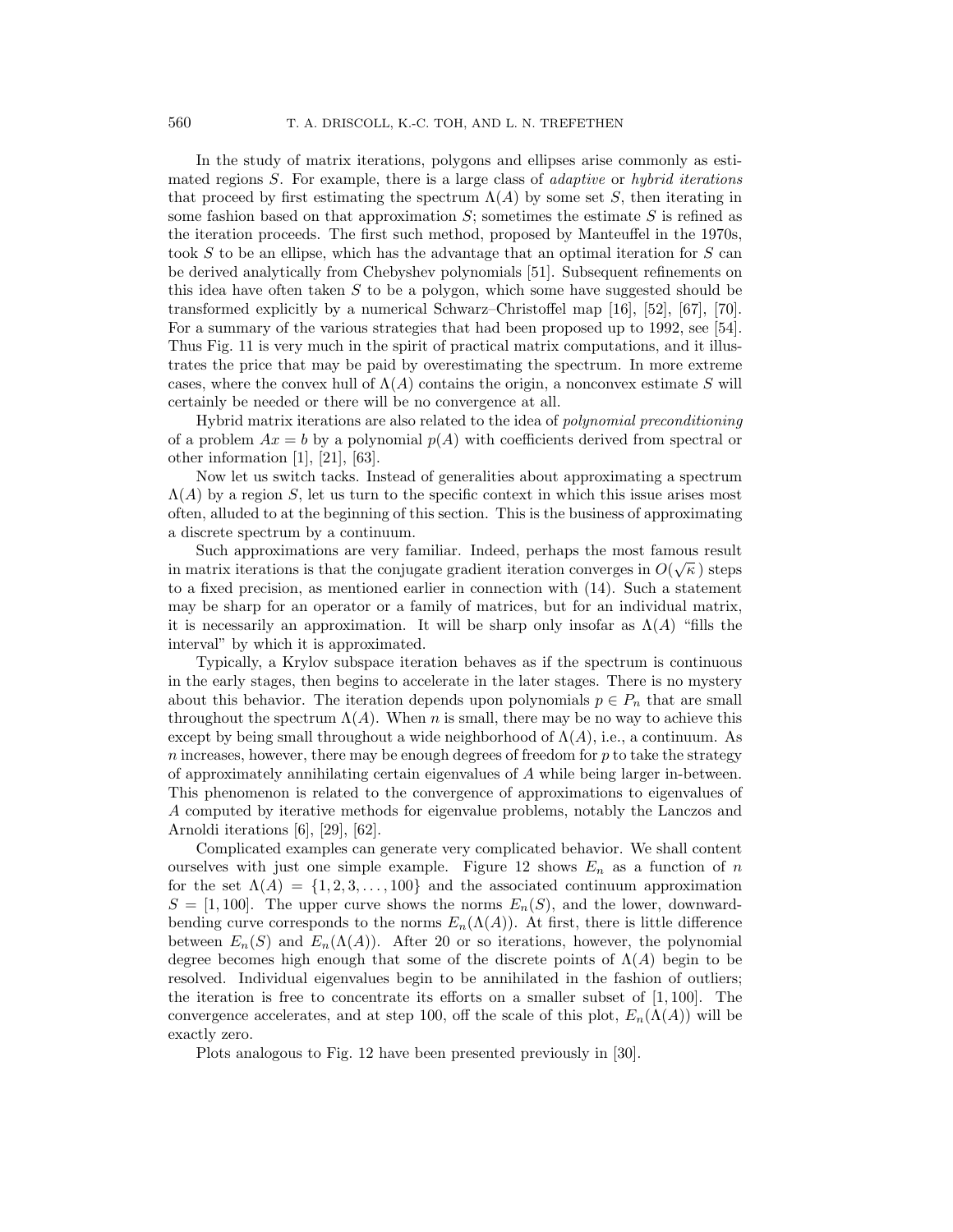In the study of matrix iterations, polygons and ellipses arise commonly as estimated regions $S$. For example, there is a large class of *adaptive* or *hybrid iterations* that proceed by first estimating the spectrum $\Lambda(A)$ by some set $S$, then iterating in some fashion based on that approximation $S$; sometimes the estimate $S$ is refined as the iteration proceeds. The first such method, proposed by Manteuffel in the 1970s, took $S$ to be an ellipse, which has the advantage that an optimal iteration for $S$ can be derived analytically from Chebyshev polynomials [51]. Subsequent refinements on this idea have often taken $S$ to be a polygon, which some have suggested should be transformed explicitly by a numerical Schwarz–Christoffel map [16], [52], [67], [70]. For a summary of the various strategies that had been proposed up to 1992, see [54]. Thus Fig. 11 is very much in the spirit of practical matrix computations, and it illustrates the price that may be paid by overestimating the spectrum. In more extreme cases, where the convex hull of $\Lambda(A)$ contains the origin, a nonconvex estimate $S$ will certainly be needed or there will be no convergence at all.

Hybrid matrix iterations are also related to the idea of *polynomial preconditioning* of a problem $Ax = b$ by a polynomial $p(A)$ with coefficients derived from spectral or other information [1], [21], [63].

Now let us switch tacks. Instead of generalities about approximating a spectrum $\Lambda(A)$ by a region $S$, let us turn to the specific context in which this issue arises most often, alluded to at the beginning of this section. This is the business of approximating a discrete spectrum by a continuum.

Such approximations are very familiar. Indeed, perhaps the most famous result in matrix iterations is that the conjugate gradient iteration converges in $O(\sqrt{\kappa}\,)$ steps to a fixed precision, as mentioned earlier in connection with (14). Such a statement may be sharp for an operator or a family of matrices, but for an individual matrix, it is necessarily an approximation. It will be sharp only insofar as $\Lambda(A)$ "fills the interval" by which it is approximated.

Typically, a Krylov subspace iteration behaves as if the spectrum is continuous in the early stages, then begins to accelerate in the later stages. There is no mystery about this behavior. The iteration depends upon polynomials $p \in P_n$ that are small throughout the spectrum $\Lambda(A)$. When $n$ is small, there may be no way to achieve this except by being small throughout a wide neighborhood of $\Lambda(A)$, i.e., a continuum. As $n$ increases, however, there may be enough degrees of freedom for $p$ to take the strategy of approximately annihilating certain eigenvalues of $A$ while being larger in-between. This phenomenon is related to the convergence of approximations to eigenvalues of $A$ computed by iterative methods for eigenvalue problems, notably the Lanczos and Arnoldi iterations [6], [29], [62].

Complicated examples can generate very complicated behavior. We shall content ourselves with just one simple example. Figure 12 shows $E_n$ as a function of $n$ for the set $\Lambda(A) = \{1, 2, 3, \ldots, 100\}$ and the associated continuum approximation $S = [1, 100]$. The upper curve shows the norms $E_n(S)$, and the lower, downward-bending curve corresponds to the norms $E_n(\Lambda(A))$. At first, there is little difference between $E_n(S)$ and $E_n(\Lambda(A))$. After 20 or so iterations, however, the polynomial degree becomes high enough that some of the discrete points of $\Lambda(A)$ begin to be resolved. Individual eigenvalues begin to be annihilated in the fashion of outliers; the iteration is free to concentrate its efforts on a smaller subset of $[1, 100]$. The convergence accelerates, and at step 100, off the scale of this plot, $E_n(\Lambda(A))$ will be exactly zero.

Plots analogous to Fig. 12 have been presented previously in [30].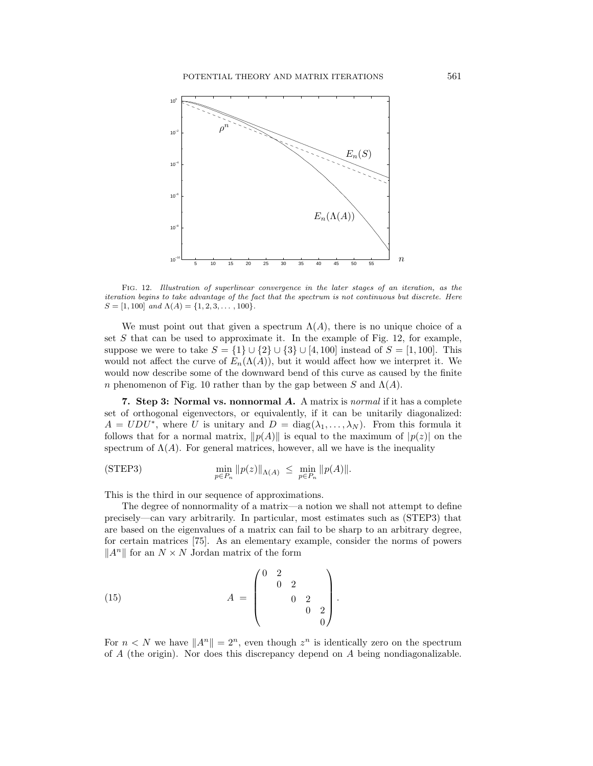Fig. 12. *Illustration of superlinear convergence in the later stages of an iteration, as the iteration begins to take advantage of the fact that the spectrum is not continuous but discrete. Here* $S = [1, 100]$ *and* $\Lambda(A) = \{1, 2, 3, \ldots, 100\}$.

We must point out that given a spectrum $\Lambda(A)$, there is no unique choice of a set $S$ that can be used to approximate it. In the example of Fig. 12, for example, suppose we were to take $S = \{1\} \cup \{2\} \cup \{3\} \cup [4, 100]$ instead of $S = [1, 100]$. This would not affect the curve of $E_n(\Lambda(A))$, but it would affect how we interpret it. We would now describe some of the downward bend of this curve as caused by the finite $n$ phenomenon of Fig. 10 rather than by the gap between $S$ and $\Lambda(A)$.

## 7. Step 3: Normal vs. nonnormal $A$.

A matrix is *normal* if it has a complete set of orthogonal eigenvectors, or equivalently, if it can be unitarily diagonalized: $A = UDU^*$, where $U$ is unitary and $D = \mathrm{diag}(\lambda_1, \ldots, \lambda_N)$. From this formula it follows that for a normal matrix, $\|p(A)\|$ is equal to the maximum of $|p(z)|$ on the spectrum of $\Lambda(A)$. For general matrices, however, all we have is the inequality

$$\text{(STEP3)} \qquad \min_{p \in P_n} \|p(z)\|_{\Lambda(A)} \;\le\; \min_{p \in P_n} \|p(A)\|.$$

This is the third in our sequence of approximations.

The degree of nonnormality of a matrix—a notion we shall not attempt to define precisely—can vary arbitrarily. In particular, most estimates such as (STEP3) that are based on the eigenvalues of a matrix can fail to be sharp to an arbitrary degree, for certain matrices [75]. As an elementary example, consider the norms of powers $\|A^n\|$ for an $N \times N$ Jordan matrix of the form

$$A = \begin{pmatrix} 0 & 2 & & & \\ & 0 & 2 & & \\ & & 0 & 2 & \\ & & & 0 & 2 \\ & & & & 0 \end{pmatrix}. \qquad (15)$$

For $n < N$ we have $\|A^n\| = 2^n$, even though $z^n$ is identically zero on the spectrum of $A$ (the origin). Nor does this discrepancy depend on $A$ being nondiagonalizable.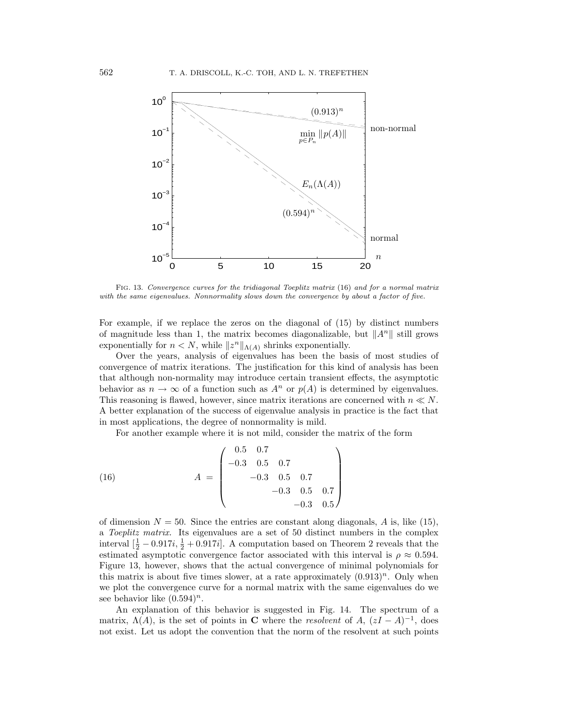Fig. 13. *Convergence curves for the tridiagonal Toeplitz matrix* (16) *and for a normal matrix with the same eigenvalues. Nonnormality slows down the convergence by about a factor of five.*

For example, if we replace the zeros on the diagonal of (15) by distinct numbers of magnitude less than 1, the matrix becomes diagonalizable, but $\|A^n\|$ still grows exponentially for $n < N$, while $\|z^n\|_{\Lambda(A)}$ shrinks exponentially.

Over the years, analysis of eigenvalues has been the basis of most studies of convergence of matrix iterations. The justification for this kind of analysis has been that although non-normality may introduce certain transient effects, the asymptotic behavior as $n \to \infty$ of a function such as $A^n$ or $p(A)$ is determined by eigenvalues. This reasoning is flawed, however, since matrix iterations are concerned with $n \ll N$. A better explanation of the success of eigenvalue analysis in practice is the fact that in most applications, the degree of nonnormality is mild.

For another example where it is not mild, consider the matrix of the form

$$A = \begin{pmatrix} 0.5 & 0.7 & & & \\ -0.3 & 0.5 & 0.7 & & \\ & -0.3 & 0.5 & 0.7 & \\ & & -0.3 & 0.5 & 0.7 \\ & & & -0.3 & 0.5 \end{pmatrix} \tag{16}$$

of dimension $N = 50$. Since the entries are constant along diagonals, $A$ is, like (15), a *Toeplitz matrix*. Its eigenvalues are a set of 50 distinct numbers in the complex interval $[\frac{1}{2} - 0.917i, \frac{1}{2} + 0.917i]$. A computation based on Theorem 2 reveals that the estimated asymptotic convergence factor associated with this interval is $\rho \approx 0.594$. Figure 13, however, shows that the actual convergence of minimal polynomials for this matrix is about five times slower, at a rate approximately $(0.913)^n$. Only when we plot the convergence curve for a normal matrix with the same eigenvalues do we see behavior like $(0.594)^n$.

An explanation of this behavior is suggested in Fig. 14. The spectrum of a matrix, $\Lambda(A)$, is the set of points in $\mathbf{C}$ where the *resolvent* of $A$, $(zI - A)^{-1}$, does not exist. Let us adopt the convention that the norm of the resolvent at such points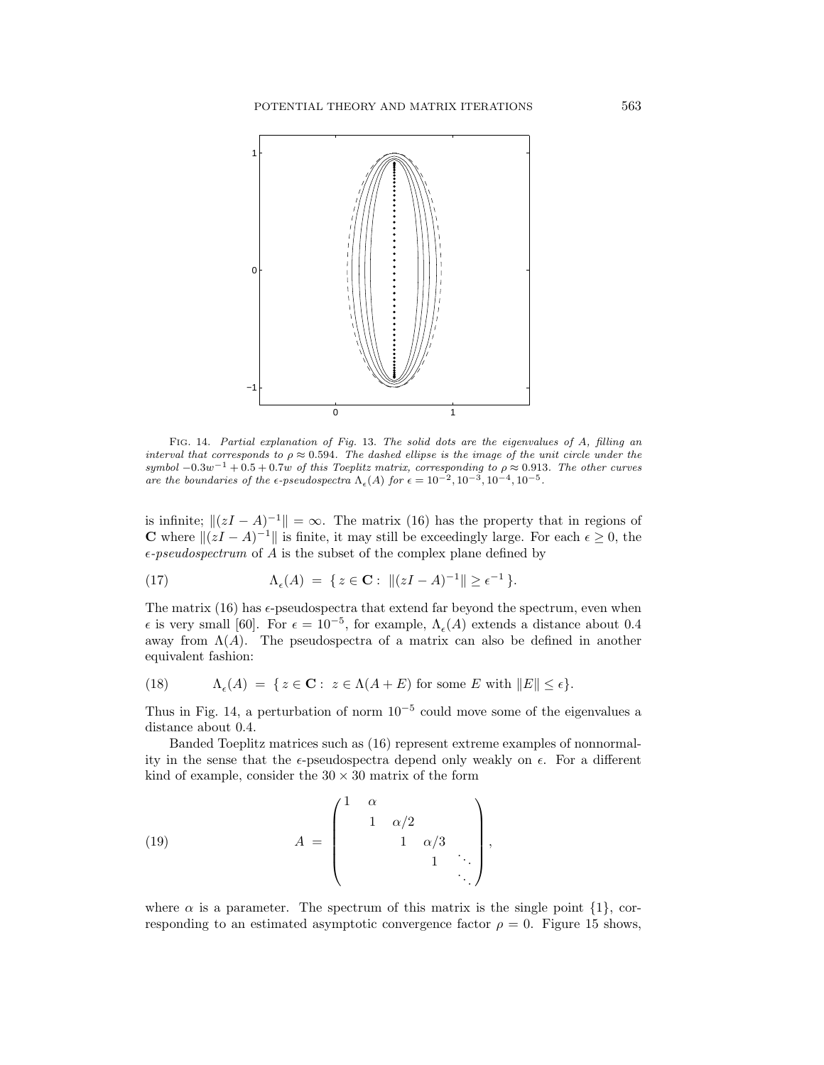FIG. 14. *Partial explanation of Fig. 13. The solid dots are the eigenvalues of $A$, filling an interval that corresponds to $\rho \approx 0.594$. The dashed ellipse is the image of the unit circle under the symbol $-0.3w^{-1} + 0.5 + 0.7w$ of this Toeplitz matrix, corresponding to $\rho \approx 0.913$. The other curves are the boundaries of the $\epsilon$-pseudospectra $\Lambda_\epsilon(A)$ for $\epsilon = 10^{-2}, 10^{-3}, 10^{-4}, 10^{-5}$.*

is infinite; $\|(zI - A)^{-1}\| = \infty$. The matrix (16) has the property that in regions of $\mathbf{C}$ where $\|(zI - A)^{-1}\|$ is finite, it may still be exceedingly large. For each $\epsilon \geq 0$, the $\epsilon$-*pseudospectrum* of $A$ is the subset of the complex plane defined by

$$\Lambda_\epsilon(A) \;=\; \{\, z \in \mathbf{C} : \; \|(zI - A)^{-1}\| \geq \epsilon^{-1} \,\}. \tag{17}$$

The matrix (16) has $\epsilon$-pseudospectra that extend far beyond the spectrum, even when $\epsilon$ is very small [60]. For $\epsilon = 10^{-5}$, for example, $\Lambda_\epsilon(A)$ extends a distance about 0.4 away from $\Lambda(A)$. The pseudospectra of a matrix can also be defined in another equivalent fashion:

$$\Lambda_\epsilon(A) \;=\; \{\, z \in \mathbf{C} : \; z \in \Lambda(A + E) \text{ for some } E \text{ with } \|E\| \leq \epsilon \}. \tag{18}$$

Thus in Fig. 14, a perturbation of norm $10^{-5}$ could move some of the eigenvalues a distance about 0.4.

Banded Toeplitz matrices such as (16) represent extreme examples of nonnormality in the sense that the $\epsilon$-pseudospectra depend only weakly on $\epsilon$. For a different kind of example, consider the $30 \times 30$ matrix of the form

$$A \;=\; \begin{pmatrix} 1 & \alpha & & & \\ & 1 & \alpha/2 & & \\ & & 1 & \alpha/3 & \\ & & & 1 & \ddots \\ & & & & \ddots \end{pmatrix}, \tag{19}$$

where $\alpha$ is a parameter. The spectrum of this matrix is the single point $\{1\}$, corresponding to an estimated asymptotic convergence factor $\rho = 0$. Figure 15 shows,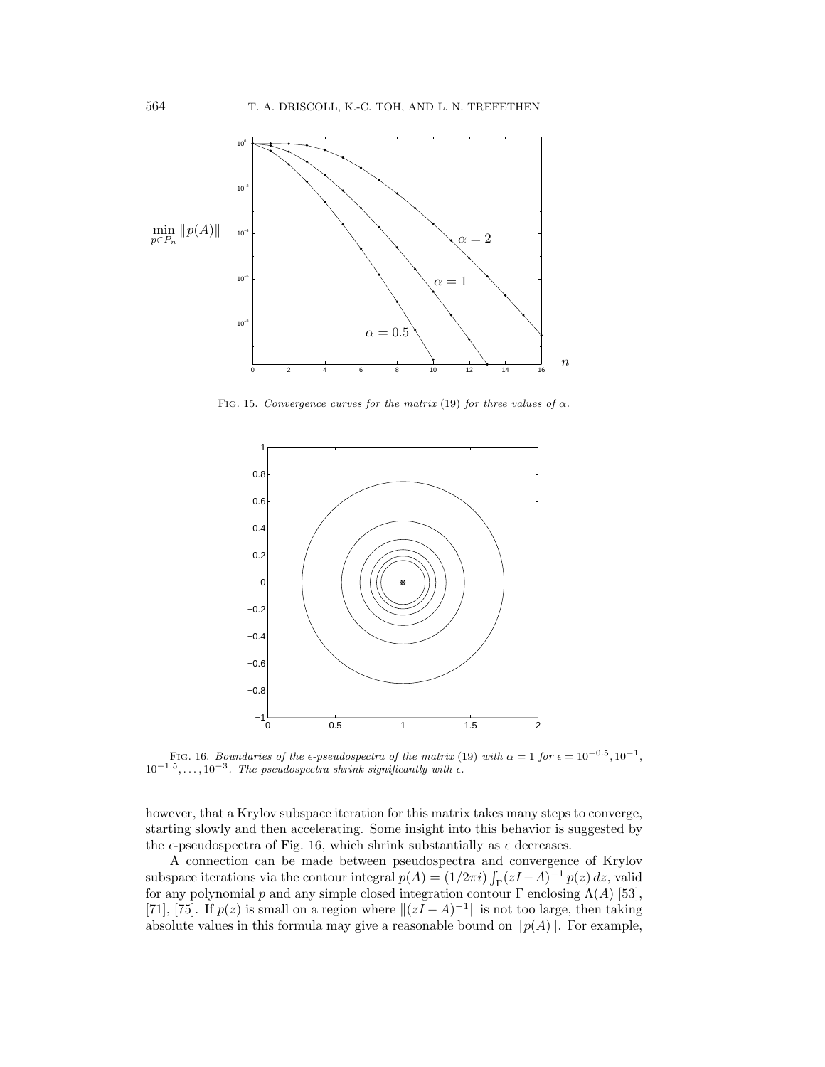FIG. 15. *Convergence curves for the matrix* (19) *for three values of* $\alpha$.

FIG. 16. *Boundaries of the* $\epsilon$*-pseudospectra of the matrix* (19) *with* $\alpha = 1$ *for* $\epsilon = 10^{-0.5}, 10^{-1}, 10^{-1.5}, \ldots, 10^{-3}$. *The pseudospectra shrink significantly with* $\epsilon$.

however, that a Krylov subspace iteration for this matrix takes many steps to converge, starting slowly and then accelerating. Some insight into this behavior is suggested by the $\epsilon$-pseudospectra of Fig. 16, which shrink substantially as $\epsilon$ decreases.

A connection can be made between pseudospectra and convergence of Krylov subspace iterations via the contour integral $p(A) = (1/2\pi i) \int_\Gamma (zI - A)^{-1} p(z)\, dz$, valid for any polynomial $p$ and any simple closed integration contour $\Gamma$ enclosing $\Lambda(A)$ [53], [71], [75]. If $p(z)$ is small on a region where $\|(zI - A)^{-1}\|$ is not too large, then taking absolute values in this formula may give a reasonable bound on $\|p(A)\|$. For example,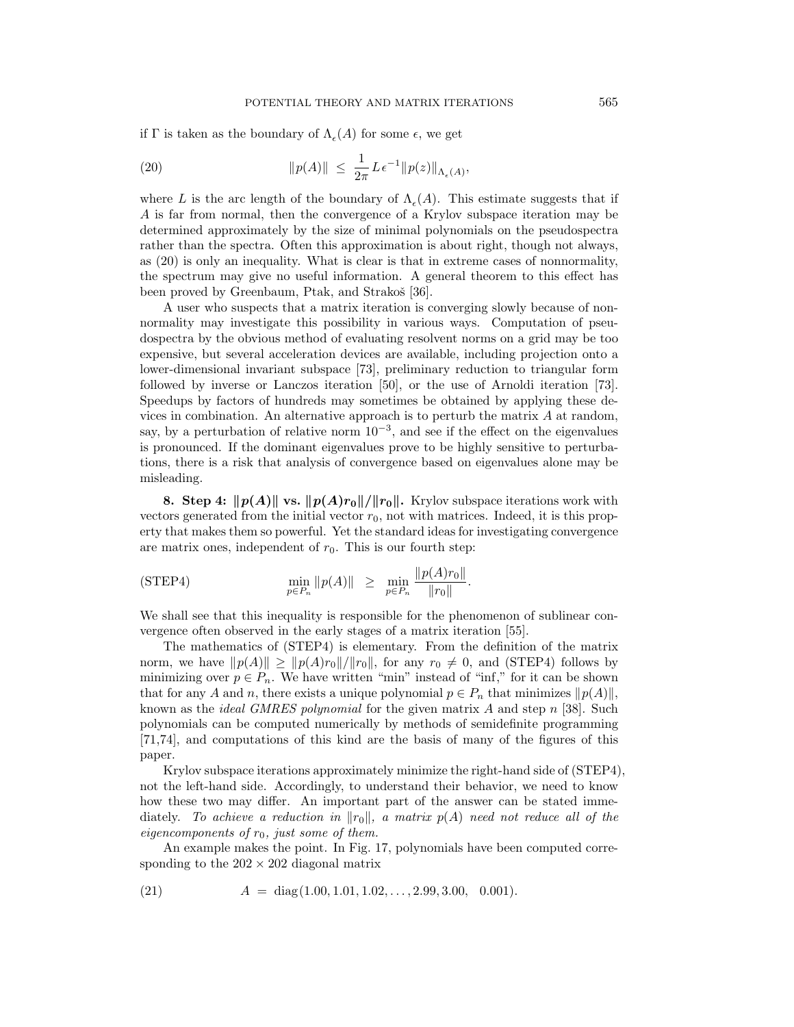if $\Gamma$ is taken as the boundary of $\Lambda_\epsilon(A)$ for some $\epsilon$, we get

$$\|p(A)\| \;\le\; \frac{1}{2\pi}\, L\, \epsilon^{-1} \|p(z)\|_{\Lambda_\epsilon(A)}, \tag{20}$$

where $L$ is the arc length of the boundary of $\Lambda_\epsilon(A)$. This estimate suggests that if $A$ is far from normal, then the convergence of a Krylov subspace iteration may be determined approximately by the size of minimal polynomials on the pseudospectra rather than the spectra. Often this approximation is about right, though not always, as (20) is only an inequality. What is clear is that in extreme cases of nonnormality, the spectrum may give no useful information. A general theorem to this effect has been proved by Greenbaum, Ptak, and Strakoš [36].

A user who suspects that a matrix iteration is converging slowly because of nonnormality may investigate this possibility in various ways. Computation of pseudospectra by the obvious method of evaluating resolvent norms on a grid may be too expensive, but several acceleration devices are available, including projection onto a lower-dimensional invariant subspace [73], preliminary reduction to triangular form followed by inverse or Lanczos iteration [50], or the use of Arnoldi iteration [73]. Speedups by factors of hundreds may sometimes be obtained by applying these devices in combination. An alternative approach is to perturb the matrix $A$ at random, say, by a perturbation of relative norm $10^{-3}$, and see if the effect on the eigenvalues is pronounced. If the dominant eigenvalues prove to be highly sensitive to perturbations, there is a risk that analysis of convergence based on eigenvalues alone may be misleading.

**8. Step 4: $\|p(A)\|$ vs. $\|p(A)r_0\|/\|r_0\|$.** Krylov subspace iterations work with vectors generated from the initial vector $r_0$, not with matrices. Indeed, it is this property that makes them so powerful. Yet the standard ideas for investigating convergence are matrix ones, independent of $r_0$. This is our fourth step:

$$\min_{p\in P_n} \|p(A)\| \;\;\ge\;\; \min_{p\in P_n} \frac{\|p(A)r_0\|}{\|r_0\|}. \tag{STEP4}$$

We shall see that this inequality is responsible for the phenomenon of sublinear convergence often observed in the early stages of a matrix iteration [55].

The mathematics of (STEP4) is elementary. From the definition of the matrix norm, we have $\|p(A)\| \ge \|p(A)r_0\|/\|r_0\|$, for any $r_0 \ne 0$, and (STEP4) follows by minimizing over $p \in P_n$. We have written "min" instead of "inf," for it can be shown that for any $A$ and $n$, there exists a unique polynomial $p \in P_n$ that minimizes $\|p(A)\|$, known as the *ideal GMRES polynomial* for the given matrix $A$ and step $n$ [38]. Such polynomials can be computed numerically by methods of semidefinite programming [71,74], and computations of this kind are the basis of many of the figures of this paper.

Krylov subspace iterations approximately minimize the right-hand side of (STEP4), not the left-hand side. Accordingly, to understand their behavior, we need to know how these two may differ. An important part of the answer can be stated immediately. *To achieve a reduction in $\|r_0\|$, a matrix $p(A)$ need not reduce all of the eigencomponents of $r_0$, just some of them.*

An example makes the point. In Fig. 17, polynomials have been computed corresponding to the $202 \times 202$ diagonal matrix

$$A \;=\; \mathrm{diag}(1.00, 1.01, 1.02, \ldots, 2.99, 3.00, \quad 0.001). \tag{21}$$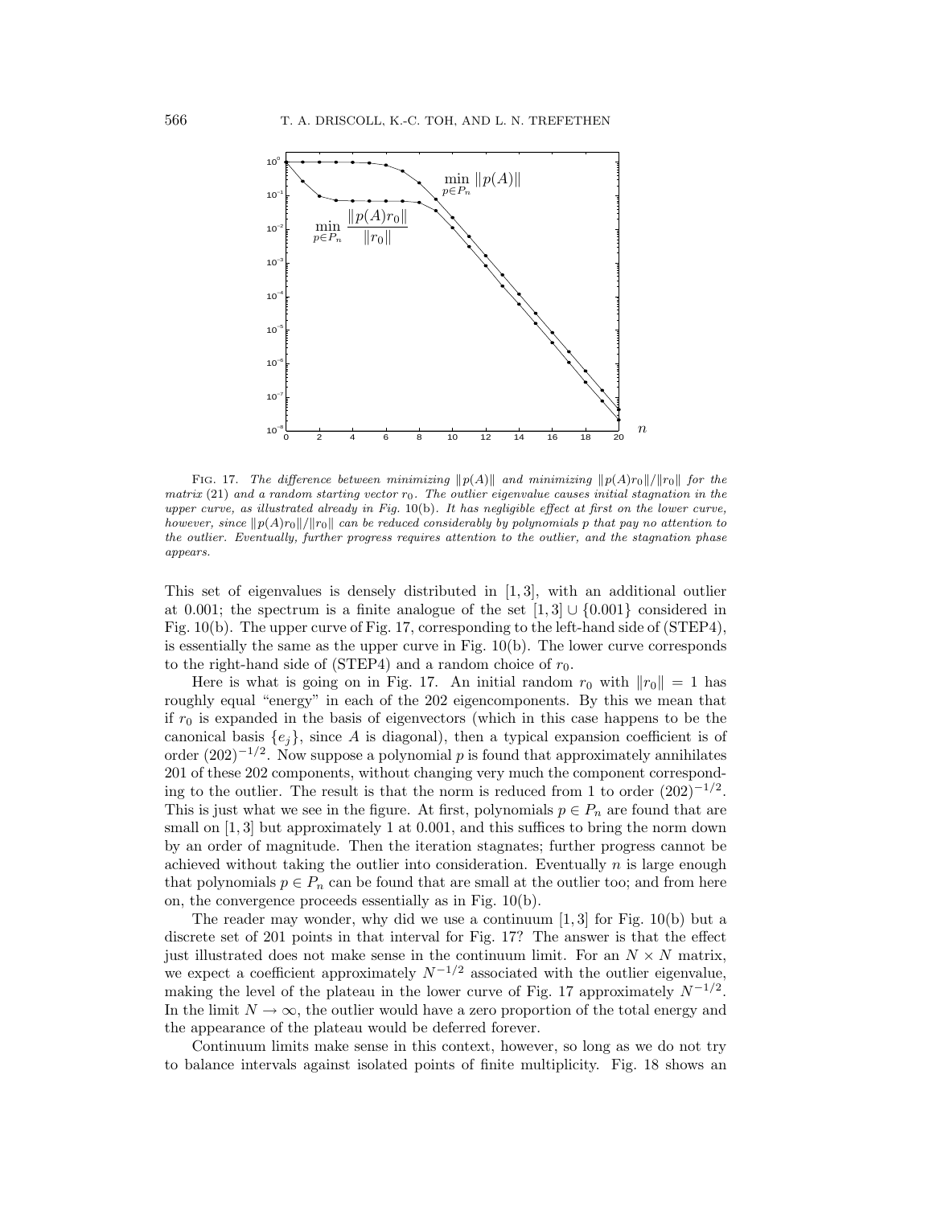FIG. 17. *The difference between minimizing $\|p(A)\|$ and minimizing $\|p(A)r_0\|/\|r_0\|$ for the matrix* (21) *and a random starting vector $r_0$. The outlier eigenvalue causes initial stagnation in the upper curve, as illustrated already in Fig.* 10(b). *It has negligible effect at first on the lower curve, however, since $\|p(A)r_0\|/\|r_0\|$ can be reduced considerably by polynomials $p$ that pay no attention to the outlier. Eventually, further progress requires attention to the outlier, and the stagnation phase appears.*

This set of eigenvalues is densely distributed in $[1, 3]$, with an additional outlier at 0.001; the spectrum is a finite analogue of the set $[1, 3] \cup \{0.001\}$ considered in Fig. 10(b). The upper curve of Fig. 17, corresponding to the left-hand side of (STEP4), is essentially the same as the upper curve in Fig. 10(b). The lower curve corresponds to the right-hand side of (STEP4) and a random choice of $r_0$.

Here is what is going on in Fig. 17. An initial random $r_0$ with $\|r_0\| = 1$ has roughly equal "energy" in each of the 202 eigencomponents. By this we mean that if $r_0$ is expanded in the basis of eigenvectors (which in this case happens to be the canonical basis $\{e_j\}$, since $A$ is diagonal), then a typical expansion coefficient is of order $(202)^{-1/2}$. Now suppose a polynomial $p$ is found that approximately annihilates 201 of these 202 components, without changing very much the component corresponding to the outlier. The result is that the norm is reduced from 1 to order $(202)^{-1/2}$. This is just what we see in the figure. At first, polynomials $p \in P_n$ are found that are small on $[1, 3]$ but approximately 1 at 0.001, and this suffices to bring the norm down by an order of magnitude. Then the iteration stagnates; further progress cannot be achieved without taking the outlier into consideration. Eventually $n$ is large enough that polynomials $p \in P_n$ can be found that are small at the outlier too; and from here on, the convergence proceeds essentially as in Fig. 10(b).

The reader may wonder, why did we use a continuum $[1, 3]$ for Fig. 10(b) but a discrete set of 201 points in that interval for Fig. 17? The answer is that the effect just illustrated does not make sense in the continuum limit. For an $N \times N$ matrix, we expect a coefficient approximately $N^{-1/2}$ associated with the outlier eigenvalue, making the level of the plateau in the lower curve of Fig. 17 approximately $N^{-1/2}$. In the limit $N \to \infty$, the outlier would have a zero proportion of the total energy and the appearance of the plateau would be deferred forever.

Continuum limits make sense in this context, however, so long as we do not try to balance intervals against isolated points of finite multiplicity. Fig. 18 shows an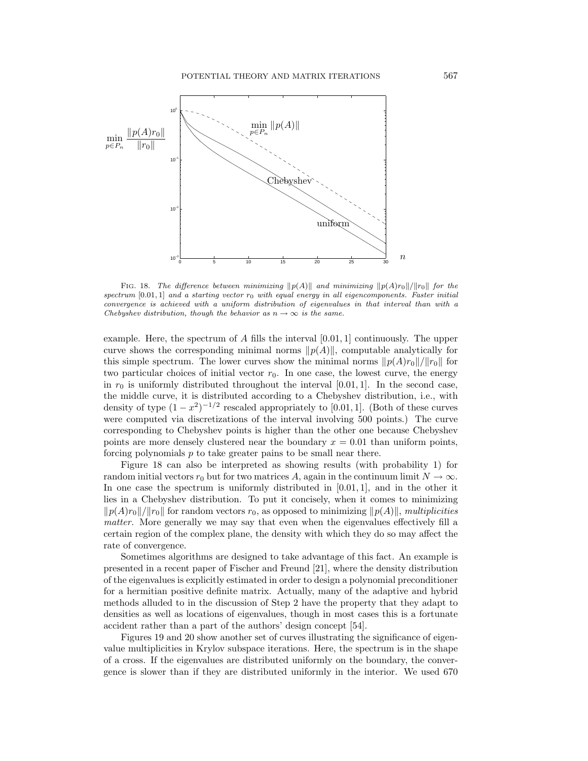FIG. 18. *The difference between minimizing $\|p(A)\|$ and minimizing $\|p(A)r_0\|/\|r_0\|$ for the spectrum* $[0.01, 1]$ *and a starting vector* $r_0$ *with equal energy in all eigencomponents. Faster initial convergence is achieved with a uniform distribution of eigenvalues in that interval than with a Chebyshev distribution, though the behavior as* $n \to \infty$ *is the same.*

example. Here, the spectrum of $A$ fills the interval $[0.01, 1]$ continuously. The upper curve shows the corresponding minimal norms $\|p(A)\|$, computable analytically for this simple spectrum. The lower curves show the minimal norms $\|p(A)r_0\|/\|r_0\|$ for two particular choices of initial vector $r_0$. In one case, the lowest curve, the energy in $r_0$ is uniformly distributed throughout the interval $[0.01, 1]$. In the second case, the middle curve, it is distributed according to a Chebyshev distribution, i.e., with density of type $(1 - x^2)^{-1/2}$ rescaled appropriately to $[0.01, 1]$. (Both of these curves were computed via discretizations of the interval involving 500 points.) The curve corresponding to Chebyshev points is higher than the other one because Chebyshev points are more densely clustered near the boundary $x = 0.01$ than uniform points, forcing polynomials $p$ to take greater pains to be small near there.

Figure 18 can also be interpreted as showing results (with probability 1) for random initial vectors $r_0$ but for two matrices $A$, again in the continuum limit $N \to \infty$. In one case the spectrum is uniformly distributed in $[0.01, 1]$, and in the other it lies in a Chebyshev distribution. To put it concisely, when it comes to minimizing $\|p(A)r_0\|/\|r_0\|$ for random vectors $r_0$, as opposed to minimizing $\|p(A)\|$, *multiplicities matter*. More generally we may say that even when the eigenvalues effectively fill a certain region of the complex plane, the density with which they do so may affect the rate of convergence.

Sometimes algorithms are designed to take advantage of this fact. An example is presented in a recent paper of Fischer and Freund [21], where the density distribution of the eigenvalues is explicitly estimated in order to design a polynomial preconditioner for a hermitian positive definite matrix. Actually, many of the adaptive and hybrid methods alluded to in the discussion of Step 2 have the property that they adapt to densities as well as locations of eigenvalues, though in most cases this is a fortunate accident rather than a part of the authors' design concept [54].

Figures 19 and 20 show another set of curves illustrating the significance of eigenvalue multiplicities in Krylov subspace iterations. Here, the spectrum is in the shape of a cross. If the eigenvalues are distributed uniformly on the boundary, the convergence is slower than if they are distributed uniformly in the interior. We used 670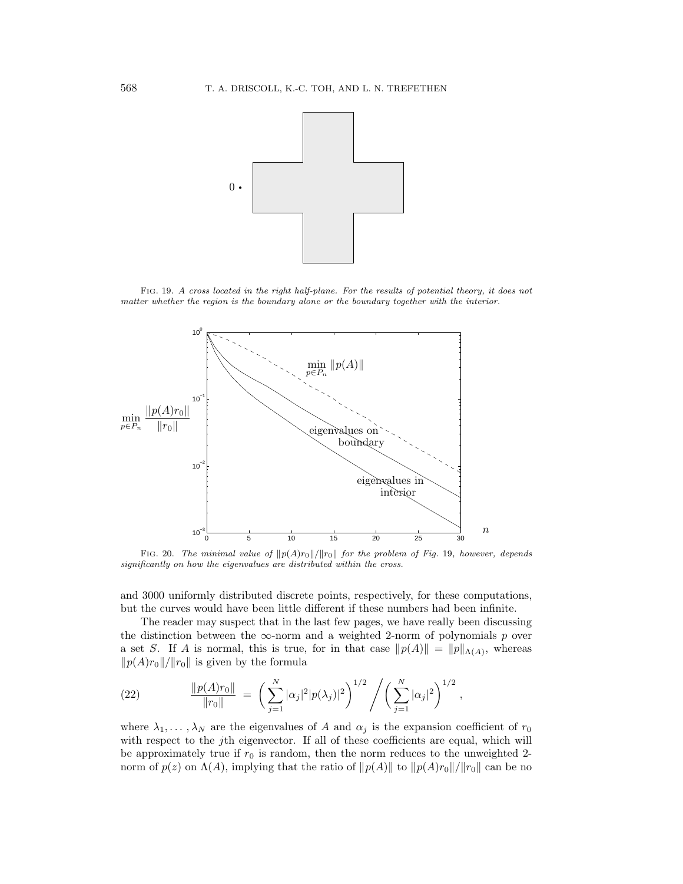FIG. 19. *A cross located in the right half-plane. For the results of potential theory, it does not matter whether the region is the boundary alone or the boundary together with the interior.*

FIG. 20. *The minimal value of $\|p(A)r_0\|/\|r_0\|$ for the problem of Fig. 19, however, depends significantly on how the eigenvalues are distributed within the cross.*

and 3000 uniformly distributed discrete points, respectively, for these computations, but the curves would have been little different if these numbers had been infinite.

The reader may suspect that in the last few pages, we have really been discussing the distinction between the $\infty$-norm and a weighted 2-norm of polynomials $p$ over a set $S$. If $A$ is normal, this is true, for in that case $\|p(A)\| = \|p\|_{\Lambda(A)}$, whereas $\|p(A)r_0\|/\|r_0\|$ is given by the formula

$$\frac{\|p(A)r_0\|}{\|r_0\|} = \left( \sum_{j=1}^{N} |\alpha_j|^2 |p(\lambda_j)|^2 \right)^{1/2} \Bigg/ \left( \sum_{j=1}^{N} |\alpha_j|^2 \right)^{1/2}, \tag{22}$$

where $\lambda_1, \ldots, \lambda_N$ are the eigenvalues of $A$ and $\alpha_j$ is the expansion coefficient of $r_0$ with respect to the $j$th eigenvector. If all of these coefficients are equal, which will be approximately true if $r_0$ is random, then the norm reduces to the unweighted 2-norm of $p(z)$ on $\Lambda(A)$, implying that the ratio of $\|p(A)\|$ to $\|p(A)r_0\|/\|r_0\|$ can be no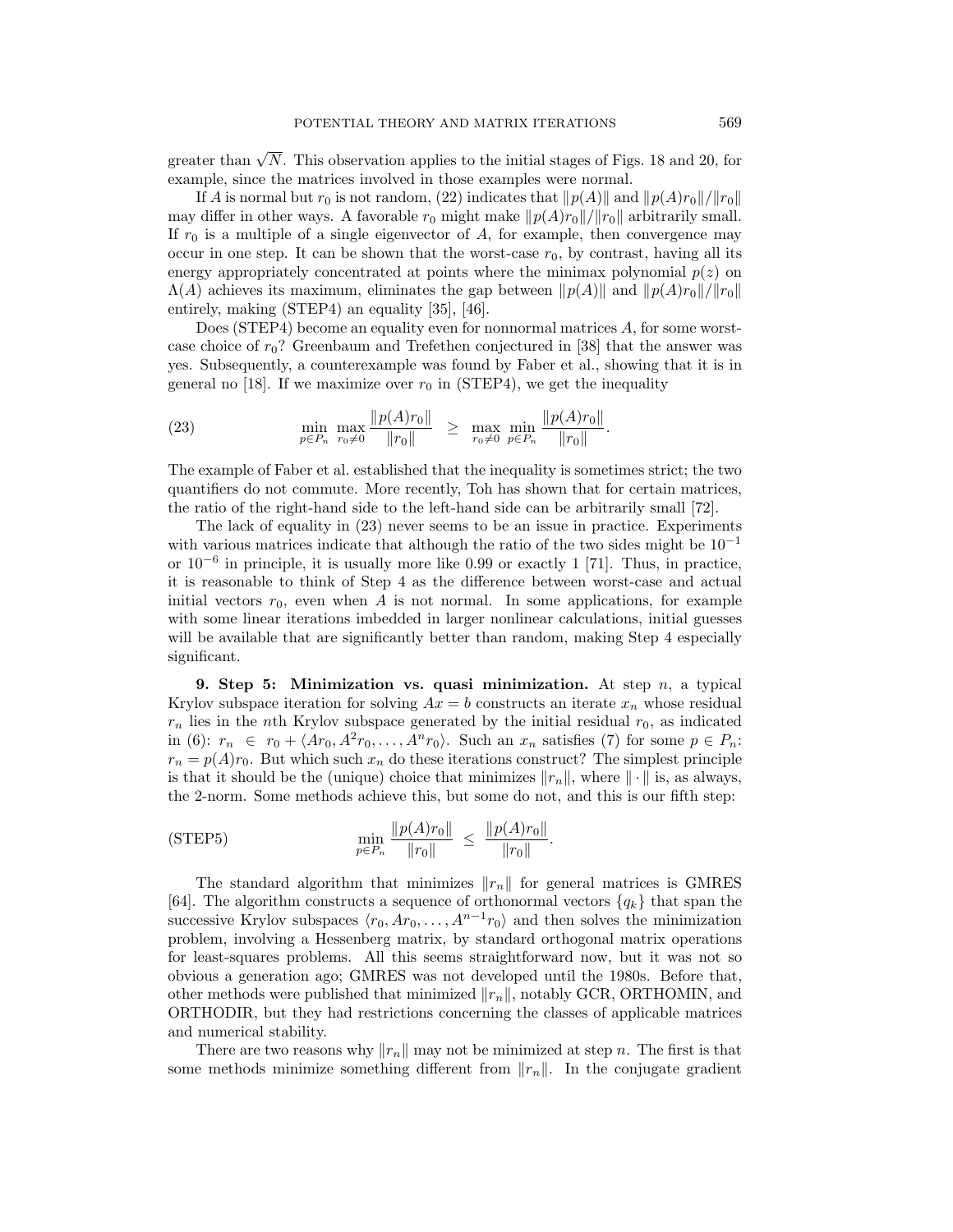greater than $\sqrt{N}$. This observation applies to the initial stages of Figs. 18 and 20, for example, since the matrices involved in those examples were normal.

If $A$ is normal but $r_0$ is not random, (22) indicates that $\|p(A)\|$ and $\|p(A)r_0\|/\|r_0\|$ may differ in other ways. A favorable $r_0$ might make $\|p(A)r_0\|/\|r_0\|$ arbitrarily small. If $r_0$ is a multiple of a single eigenvector of $A$, for example, then convergence may occur in one step. It can be shown that the worst-case $r_0$, by contrast, having all its energy appropriately concentrated at points where the minimax polynomial $p(z)$ on $\Lambda(A)$ achieves its maximum, eliminates the gap between $\|p(A)\|$ and $\|p(A)r_0\|/\|r_0\|$ entirely, making (STEP4) an equality [35], [46].

Does (STEP4) become an equality even for nonnormal matrices $A$, for some worst-case choice of $r_0$? Greenbaum and Trefethen conjectured in [38] that the answer was yes. Subsequently, a counterexample was found by Faber et al., showing that it is in general no [18]. If we maximize over $r_0$ in (STEP4), we get the inequality

$$\min_{p \in P_n} \max_{r_0 \neq 0} \frac{\|p(A)r_0\|}{\|r_0\|} \;\geq\; \max_{r_0 \neq 0} \min_{p \in P_n} \frac{\|p(A)r_0\|}{\|r_0\|}. \tag{23}$$

The example of Faber et al. established that the inequality is sometimes strict; the two quantifiers do not commute. More recently, Toh has shown that for certain matrices, the ratio of the right-hand side to the left-hand side can be arbitrarily small [72].

The lack of equality in (23) never seems to be an issue in practice. Experiments with various matrices indicate that although the ratio of the two sides might be $10^{-1}$ or $10^{-6}$ in principle, it is usually more like 0.99 or exactly 1 [71]. Thus, in practice, it is reasonable to think of Step 4 as the difference between worst-case and actual initial vectors $r_0$, even when $A$ is not normal. In some applications, for example with some linear iterations imbedded in larger nonlinear calculations, initial guesses will be available that are significantly better than random, making Step 4 especially significant.

**9. Step 5: Minimization vs. quasi minimization.** At step $n$, a typical Krylov subspace iteration for solving $Ax = b$ constructs an iterate $x_n$ whose residual $r_n$ lies in the $n$th Krylov subspace generated by the initial residual $r_0$, as indicated in (6): $r_n \in r_0 + \langle Ar_0, A^2r_0, \ldots, A^nr_0\rangle$. Such an $x_n$ satisfies (7) for some $p \in P_n$: $r_n = p(A)r_0$. But which such $x_n$ do these iterations construct? The simplest principle is that it should be the (unique) choice that minimizes $\|r_n\|$, where $\|\cdot\|$ is, as always, the 2-norm. Some methods achieve this, but some do not, and this is our fifth step:

$$\min_{p \in P_n} \frac{\|p(A)r_0\|}{\|r_0\|} \;\leq\; \frac{\|p(A)r_0\|}{\|r_0\|}. \tag{STEP5}$$

The standard algorithm that minimizes $\|r_n\|$ for general matrices is GMRES [64]. The algorithm constructs a sequence of orthonormal vectors $\{q_k\}$ that span the successive Krylov subspaces $\langle r_0, Ar_0, \ldots, A^{n-1}r_0\rangle$ and then solves the minimization problem, involving a Hessenberg matrix, by standard orthogonal matrix operations for least-squares problems. All this seems straightforward now, but it was not so obvious a generation ago; GMRES was not developed until the 1980s. Before that, other methods were published that minimized $\|r_n\|$, notably GCR, ORTHOMIN, and ORTHODIR, but they had restrictions concerning the classes of applicable matrices and numerical stability.

There are two reasons why $\|r_n\|$ may not be minimized at step $n$. The first is that some methods minimize something different from $\|r_n\|$. In the conjugate gradient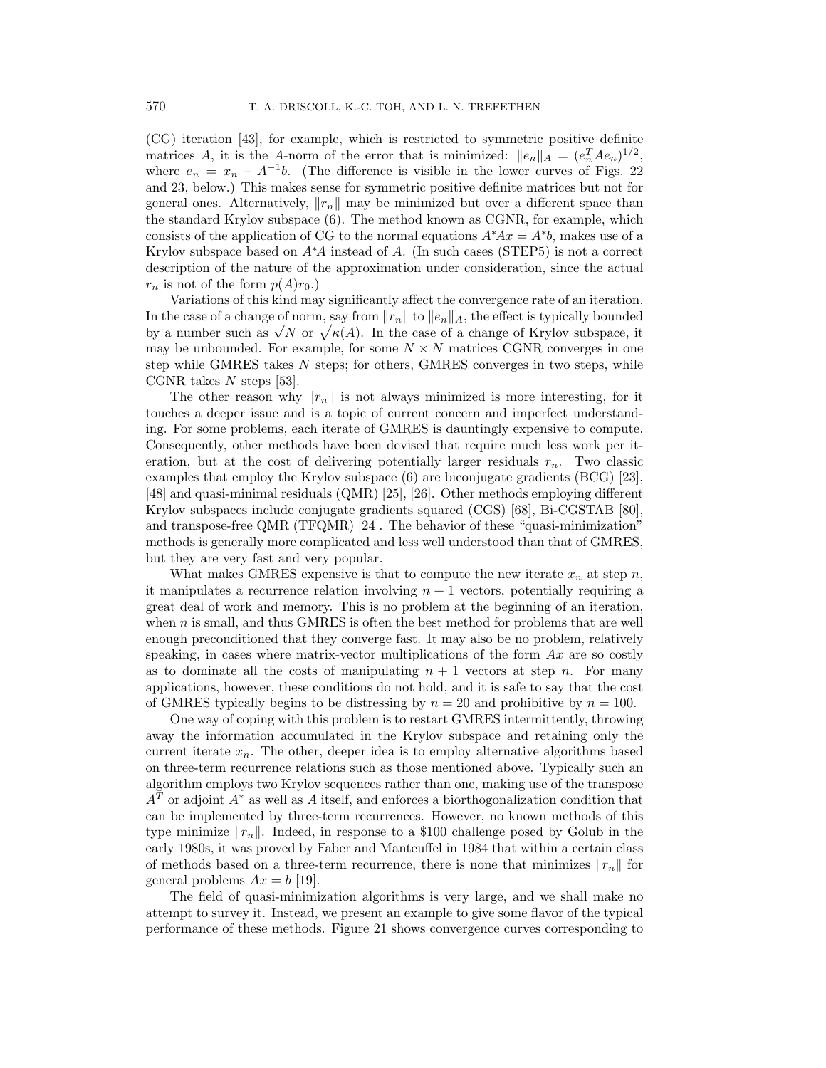(CG) iteration [43], for example, which is restricted to symmetric positive definite matrices $A$, it is the $A$-norm of the error that is minimized: $\|e_n\|_A = (e_n^T A e_n)^{1/2}$, where $e_n = x_n - A^{-1}b$. (The difference is visible in the lower curves of Figs. 22 and 23, below.) This makes sense for symmetric positive definite matrices but not for general ones. Alternatively, $\|r_n\|$ may be minimized but over a different space than the standard Krylov subspace (6). The method known as CGNR, for example, which consists of the application of CG to the normal equations $A^*Ax = A^*b$, makes use of a Krylov subspace based on $A^*A$ instead of $A$. (In such cases (STEP5) is not a correct description of the nature of the approximation under consideration, since the actual $r_n$ is not of the form $p(A)r_0$.)

Variations of this kind may significantly affect the convergence rate of an iteration. In the case of a change of norm, say from $\|r_n\|$ to $\|e_n\|_A$, the effect is typically bounded by a number such as $\sqrt{N}$ or $\sqrt{\kappa(A)}$. In the case of a change of Krylov subspace, it may be unbounded. For example, for some $N \times N$ matrices CGNR converges in one step while GMRES takes $N$ steps; for others, GMRES converges in two steps, while CGNR takes $N$ steps [53].

The other reason why $\|r_n\|$ is not always minimized is more interesting, for it touches a deeper issue and is a topic of current concern and imperfect understanding. For some problems, each iterate of GMRES is dauntingly expensive to compute. Consequently, other methods have been devised that require much less work per iteration, but at the cost of delivering potentially larger residuals $r_n$. Two classic examples that employ the Krylov subspace (6) are biconjugate gradients (BCG) [23], [48] and quasi-minimal residuals (QMR) [25], [26]. Other methods employing different Krylov subspaces include conjugate gradients squared (CGS) [68], Bi-CGSTAB [80], and transpose-free QMR (TFQMR) [24]. The behavior of these "quasi-minimization" methods is generally more complicated and less well understood than that of GMRES, but they are very fast and very popular.

What makes GMRES expensive is that to compute the new iterate $x_n$ at step $n$, it manipulates a recurrence relation involving $n+1$ vectors, potentially requiring a great deal of work and memory. This is no problem at the beginning of an iteration, when $n$ is small, and thus GMRES is often the best method for problems that are well enough preconditioned that they converge fast. It may also be no problem, relatively speaking, in cases where matrix-vector multiplications of the form $Ax$ are so costly as to dominate all the costs of manipulating $n+1$ vectors at step $n$. For many applications, however, these conditions do not hold, and it is safe to say that the cost of GMRES typically begins to be distressing by $n = 20$ and prohibitive by $n = 100$.

One way of coping with this problem is to restart GMRES intermittently, throwing away the information accumulated in the Krylov subspace and retaining only the current iterate $x_n$. The other, deeper idea is to employ alternative algorithms based on three-term recurrence relations such as those mentioned above. Typically such an algorithm employs two Krylov sequences rather than one, making use of the transpose $A^T$ or adjoint $A^*$ as well as $A$ itself, and enforces a biorthogonalization condition that can be implemented by three-term recurrences. However, no known methods of this type minimize $\|r_n\|$. Indeed, in response to a \$100 challenge posed by Golub in the early 1980s, it was proved by Faber and Manteuffel in 1984 that within a certain class of methods based on a three-term recurrence, there is none that minimizes $\|r_n\|$ for general problems $Ax = b$ [19].

The field of quasi-minimization algorithms is very large, and we shall make no attempt to survey it. Instead, we present an example to give some flavor of the typical performance of these methods. Figure 21 shows convergence curves corresponding to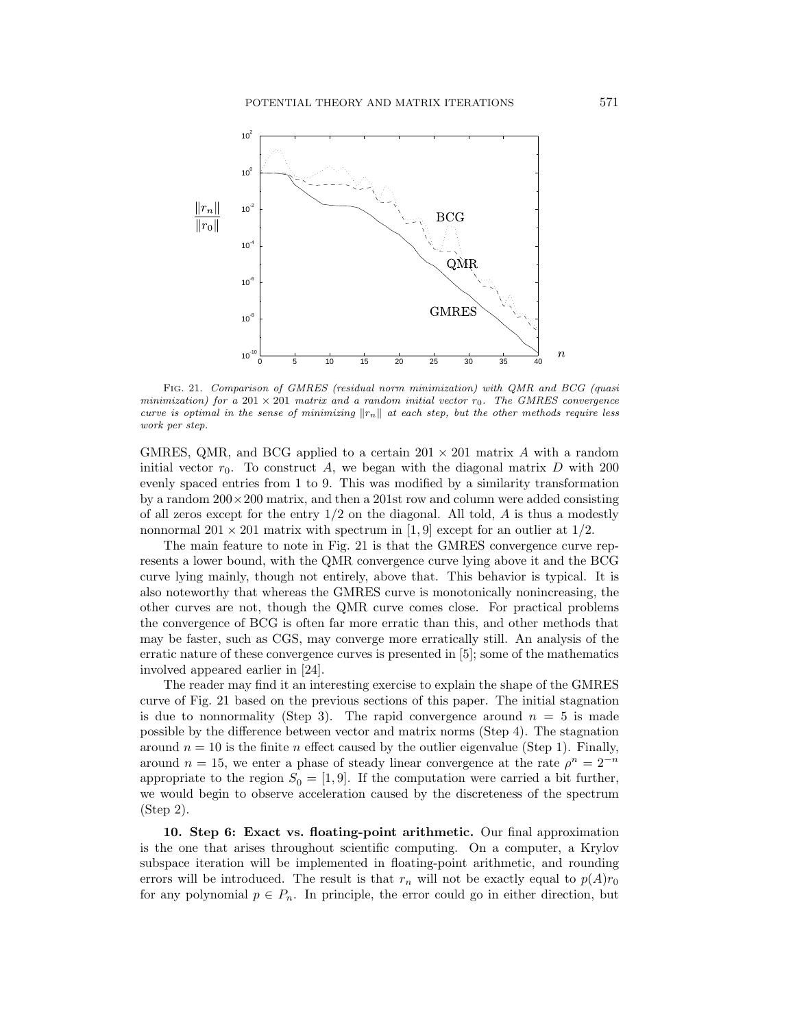Fig. 21. *Comparison of GMRES (residual norm minimization) with QMR and BCG (quasi minimization) for a* $201 \times 201$ *matrix and a random initial vector* $r_0$*. The GMRES convergence curve is optimal in the sense of minimizing* $\|r_n\|$ *at each step, but the other methods require less work per step.*

GMRES, QMR, and BCG applied to a certain $201 \times 201$ matrix $A$ with a random initial vector $r_0$. To construct $A$, we began with the diagonal matrix $D$ with 200 evenly spaced entries from 1 to 9. This was modified by a similarity transformation by a random $200 \times 200$ matrix, and then a 201st row and column were added consisting of all zeros except for the entry $1/2$ on the diagonal. All told, $A$ is thus a modestly nonnormal $201 \times 201$ matrix with spectrum in $[1, 9]$ except for an outlier at $1/2$.

The main feature to note in Fig. 21 is that the GMRES convergence curve represents a lower bound, with the QMR convergence curve lying above it and the BCG curve lying mainly, though not entirely, above that. This behavior is typical. It is also noteworthy that whereas the GMRES curve is monotonically nonincreasing, the other curves are not, though the QMR curve comes close. For practical problems the convergence of BCG is often far more erratic than this, and other methods that may be faster, such as CGS, may converge more erratically still. An analysis of the erratic nature of these convergence curves is presented in [5]; some of the mathematics involved appeared earlier in [24].

The reader may find it an interesting exercise to explain the shape of the GMRES curve of Fig. 21 based on the previous sections of this paper. The initial stagnation is due to nonnormality (Step 3). The rapid convergence around $n = 5$ is made possible by the difference between vector and matrix norms (Step 4). The stagnation around $n = 10$ is the finite $n$ effect caused by the outlier eigenvalue (Step 1). Finally, around $n = 15$, we enter a phase of steady linear convergence at the rate $\rho^n = 2^{-n}$ appropriate to the region $S_0 = [1, 9]$. If the computation were carried a bit further, we would begin to observe acceleration caused by the discreteness of the spectrum (Step 2).

**10. Step 6: Exact vs. floating-point arithmetic.** Our final approximation is the one that arises throughout scientific computing. On a computer, a Krylov subspace iteration will be implemented in floating-point arithmetic, and rounding errors will be introduced. The result is that $r_n$ will not be exactly equal to $p(A)r_0$ for any polynomial $p \in P_n$. In principle, the error could go in either direction, but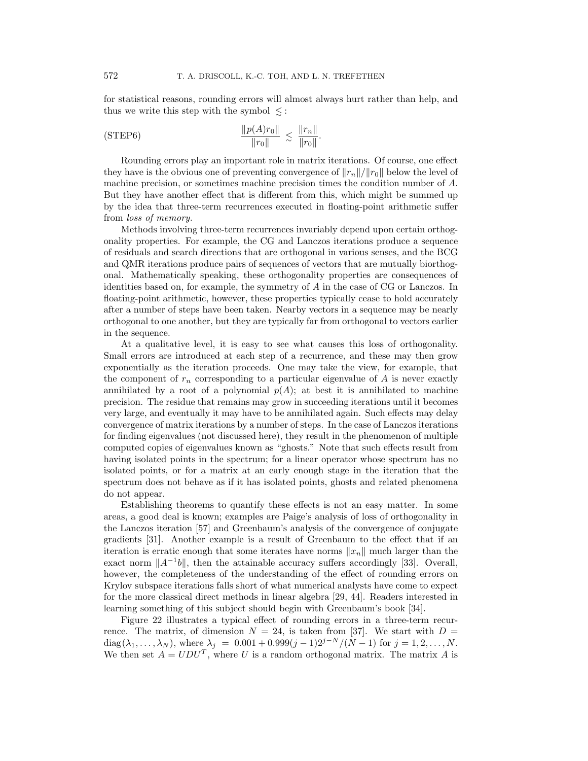for statistical reasons, rounding errors will almost always hurt rather than help, and thus we write this step with the symbol $\lesssim$:

$$\text{(STEP6)} \qquad \frac{\|p(A)r_0\|}{\|r_0\|} \lesssim \frac{\|r_n\|}{\|r_0\|}.$$

Rounding errors play an important role in matrix iterations. Of course, one effect they have is the obvious one of preventing convergence of $\|r_n\|/\|r_0\|$ below the level of machine precision, or sometimes machine precision times the condition number of $A$. But they have another effect that is different from this, which might be summed up by the idea that three-term recurrences executed in floating-point arithmetic suffer from *loss of memory.*

Methods involving three-term recurrences invariably depend upon certain orthogonality properties. For example, the CG and Lanczos iterations produce a sequence of residuals and search directions that are orthogonal in various senses, and the BCG and QMR iterations produce pairs of sequences of vectors that are mutually biorthogonal. Mathematically speaking, these orthogonality properties are consequences of identities based on, for example, the symmetry of $A$ in the case of CG or Lanczos. In floating-point arithmetic, however, these properties typically cease to hold accurately after a number of steps have been taken. Nearby vectors in a sequence may be nearly orthogonal to one another, but they are typically far from orthogonal to vectors earlier in the sequence.

At a qualitative level, it is easy to see what causes this loss of orthogonality. Small errors are introduced at each step of a recurrence, and these may then grow exponentially as the iteration proceeds. One may take the view, for example, that the component of $r_n$ corresponding to a particular eigenvalue of $A$ is never exactly annihilated by a root of a polynomial $p(A)$; at best it is annihilated to machine precision. The residue that remains may grow in succeeding iterations until it becomes very large, and eventually it may have to be annihilated again. Such effects may delay convergence of matrix iterations by a number of steps. In the case of Lanczos iterations for finding eigenvalues (not discussed here), they result in the phenomenon of multiple computed copies of eigenvalues known as "ghosts." Note that such effects result from having isolated points in the spectrum; for a linear operator whose spectrum has no isolated points, or for a matrix at an early enough stage in the iteration that the spectrum does not behave as if it has isolated points, ghosts and related phenomena do not appear.

Establishing theorems to quantify these effects is not an easy matter. In some areas, a good deal is known; examples are Paige's analysis of loss of orthogonality in the Lanczos iteration [57] and Greenbaum's analysis of the convergence of conjugate gradients [31]. Another example is a result of Greenbaum to the effect that if an iteration is erratic enough that some iterates have norms $\|x_n\|$ much larger than the exact norm $\|A^{-1}b\|$, then the attainable accuracy suffers accordingly [33]. Overall, however, the completeness of the understanding of the effect of rounding errors on Krylov subspace iterations falls short of what numerical analysts have come to expect for the more classical direct methods in linear algebra [29, 44]. Readers interested in learning something of this subject should begin with Greenbaum's book [34].

Figure 22 illustrates a typical effect of rounding errors in a three-term recurrence. The matrix, of dimension $N = 24$, is taken from [37]. We start with $D = \text{diag}(\lambda_1, \ldots, \lambda_N)$, where $\lambda_j = 0.001 + 0.999(j-1)2^{j-N}/(N-1)$ for $j = 1, 2, \ldots, N$. We then set $A = UDU^T$, where $U$ is a random orthogonal matrix. The matrix $A$ is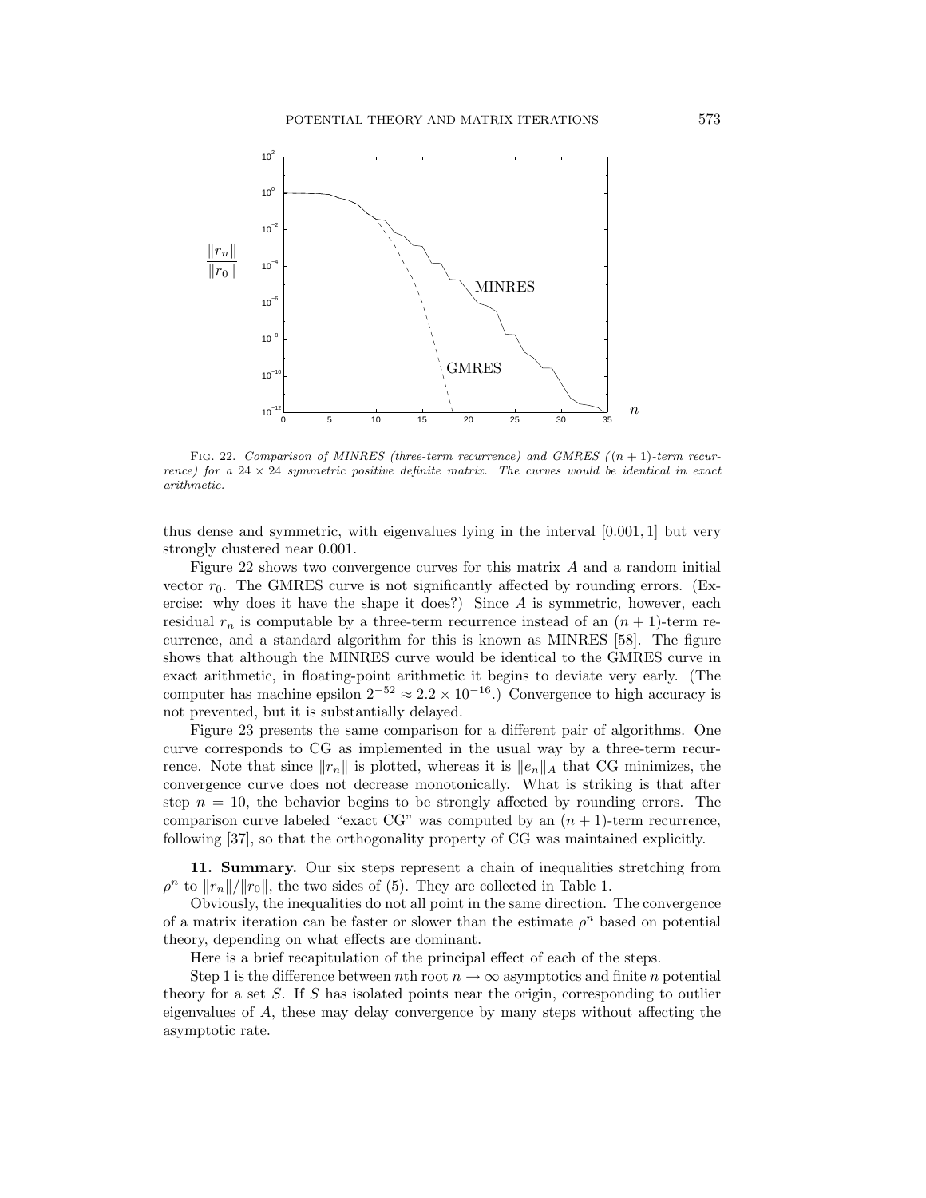Fig. 22. *Comparison of MINRES (three-term recurrence) and GMRES ($(n+1)$-term recurrence) for a $24 \times 24$ symmetric positive definite matrix. The curves would be identical in exact arithmetic.*

thus dense and symmetric, with eigenvalues lying in the interval $[0.001, 1]$ but very strongly clustered near 0.001.

Figure 22 shows two convergence curves for this matrix $A$ and a random initial vector $r_0$. The GMRES curve is not significantly affected by rounding errors. (Exercise: why does it have the shape it does?) Since $A$ is symmetric, however, each residual $r_n$ is computable by a three-term recurrence instead of an $(n+1)$-term recurrence, and a standard algorithm for this is known as MINRES [58]. The figure shows that although the MINRES curve would be identical to the GMRES curve in exact arithmetic, in floating-point arithmetic it begins to deviate very early. (The computer has machine epsilon $2^{-52} \approx 2.2 \times 10^{-16}$.) Convergence to high accuracy is not prevented, but it is substantially delayed.

Figure 23 presents the same comparison for a different pair of algorithms. One curve corresponds to CG as implemented in the usual way by a three-term recurrence. Note that since $\|r_n\|$ is plotted, whereas it is $\|e_n\|_A$ that CG minimizes, the convergence curve does not decrease monotonically. What is striking is that after step $n = 10$, the behavior begins to be strongly affected by rounding errors. The comparison curve labeled "exact CG" was computed by an $(n+1)$-term recurrence, following [37], so that the orthogonality property of CG was maintained explicitly.

**11. Summary.** Our six steps represent a chain of inequalities stretching from $\rho^n$ to $\|r_n\|/\|r_0\|$, the two sides of (5). They are collected in Table 1.

Obviously, the inequalities do not all point in the same direction. The convergence of a matrix iteration can be faster or slower than the estimate $\rho^n$ based on potential theory, depending on what effects are dominant.

Here is a brief recapitulation of the principal effect of each of the steps.

Step 1 is the difference between $n$th root $n \to \infty$ asymptotics and finite $n$ potential theory for a set $S$. If $S$ has isolated points near the origin, corresponding to outlier eigenvalues of $A$, these may delay convergence by many steps without affecting the asymptotic rate.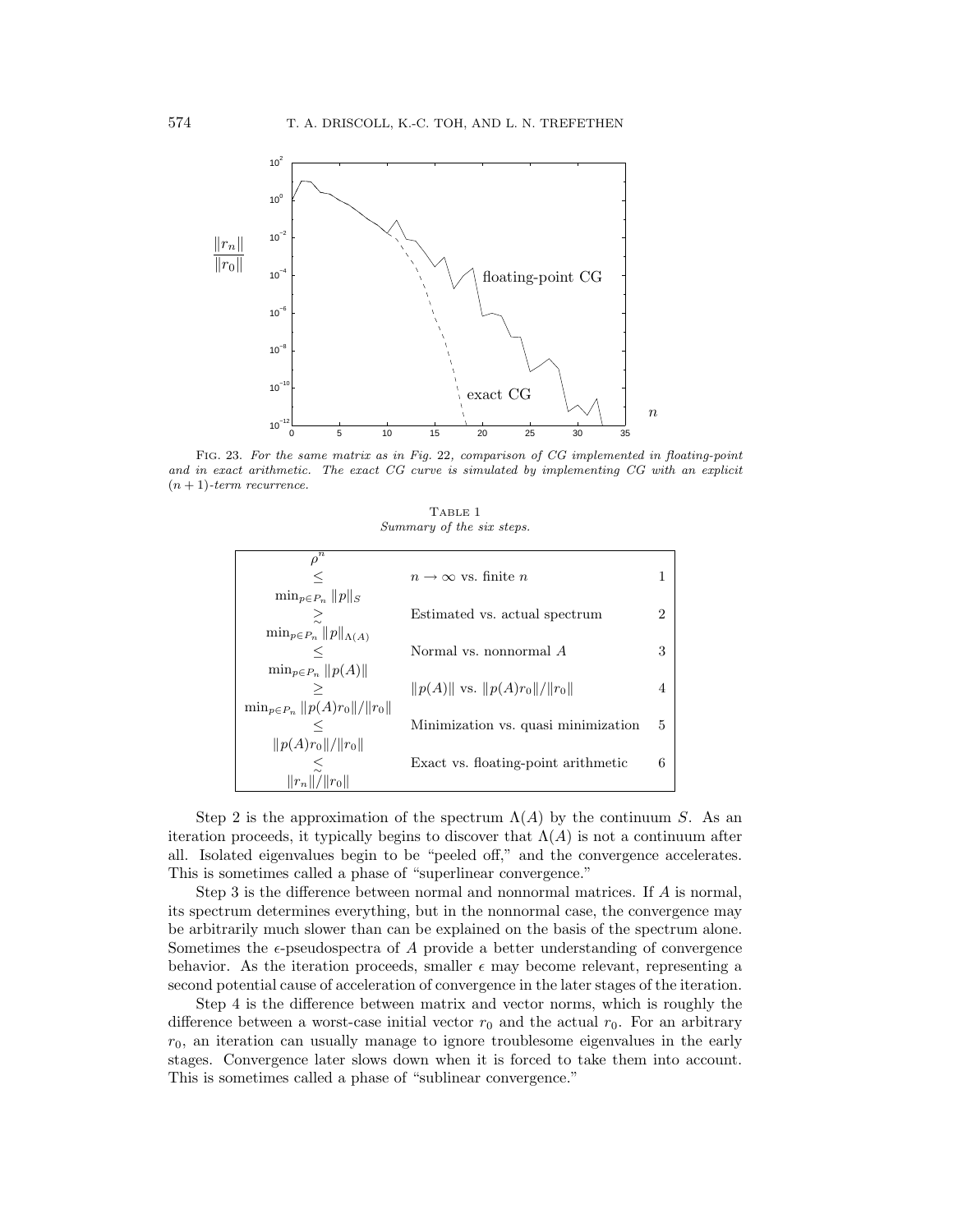Fig. 23. *For the same matrix as in Fig. 22, comparison of CG implemented in floating-point and in exact arithmetic. The exact CG curve is simulated by implementing CG with an explicit $(n+1)$-term recurrence.*

Table 1
*Summary of the six steps.*

| | | |
|---|---|---|
| $\rho^n$ | | |
| $\leq$ | $n \to \infty$ vs. finite $n$ | 1 |
| $\min_{p \in P_n} \|p\|_S$ | | |
| $\gtrsim$ | Estimated vs. actual spectrum | 2 |
| $\min_{p \in P_n} \|p\|_{\Lambda(A)}$ | | |
| $\leq$ | Normal vs. nonnormal $A$ | 3 |
| $\min_{p \in P_n} \|p(A)\|$ | | |
| $\geq$ | $\|p(A)\|$ vs. $\|p(A)r_0\|/\|r_0\|$ | 4 |
| $\min_{p \in P_n} \|p(A)r_0\|/\|r_0\|$ | | |
| $\leq$ | Minimization vs. quasi minimization | 5 |
| $\|p(A)r_0\|/\|r_0\|$ | | |
| $\lesssim$ | Exact vs. floating-point arithmetic | 6 |
| $\|r_n\|/\|r_0\|$ | | |

Step 2 is the approximation of the spectrum $\Lambda(A)$ by the continuum $S$. As an iteration proceeds, it typically begins to discover that $\Lambda(A)$ is not a continuum after all. Isolated eigenvalues begin to be "peeled off," and the convergence accelerates. This is sometimes called a phase of "superlinear convergence."

Step 3 is the difference between normal and nonnormal matrices. If $A$ is normal, its spectrum determines everything, but in the nonnormal case, the convergence may be arbitrarily much slower than can be explained on the basis of the spectrum alone. Sometimes the $\epsilon$-pseudospectra of $A$ provide a better understanding of convergence behavior. As the iteration proceeds, smaller $\epsilon$ may become relevant, representing a second potential cause of acceleration of convergence in the later stages of the iteration.

Step 4 is the difference between matrix and vector norms, which is roughly the difference between a worst-case initial vector $r_0$ and the actual $r_0$. For an arbitrary $r_0$, an iteration can usually manage to ignore troublesome eigenvalues in the early stages. Convergence later slows down when it is forced to take them into account. This is sometimes called a phase of "sublinear convergence."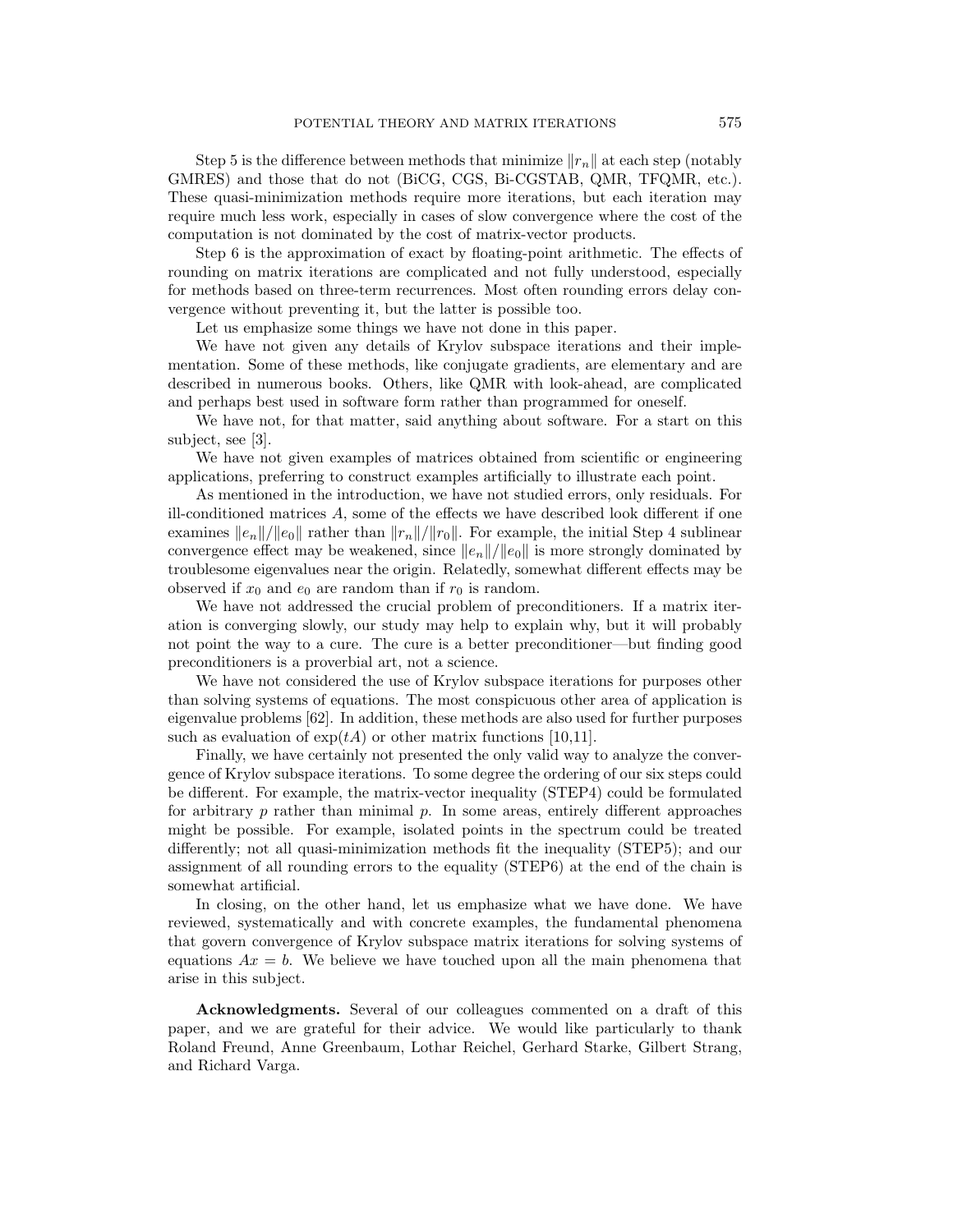Step 5 is the difference between methods that minimize $\|r_n\|$ at each step (notably GMRES) and those that do not (BiCG, CGS, Bi-CGSTAB, QMR, TFQMR, etc.). These quasi-minimization methods require more iterations, but each iteration may require much less work, especially in cases of slow convergence where the cost of the computation is not dominated by the cost of matrix-vector products.

Step 6 is the approximation of exact by floating-point arithmetic. The effects of rounding on matrix iterations are complicated and not fully understood, especially for methods based on three-term recurrences. Most often rounding errors delay convergence without preventing it, but the latter is possible too.

Let us emphasize some things we have not done in this paper.

We have not given any details of Krylov subspace iterations and their implementation. Some of these methods, like conjugate gradients, are elementary and are described in numerous books. Others, like QMR with look-ahead, are complicated and perhaps best used in software form rather than programmed for oneself.

We have not, for that matter, said anything about software. For a start on this subject, see [3].

We have not given examples of matrices obtained from scientific or engineering applications, preferring to construct examples artificially to illustrate each point.

As mentioned in the introduction, we have not studied errors, only residuals. For ill-conditioned matrices $A$, some of the effects we have described look different if one examines $\|e_n\|/\|e_0\|$ rather than $\|r_n\|/\|r_0\|$. For example, the initial Step 4 sublinear convergence effect may be weakened, since $\|e_n\|/\|e_0\|$ is more strongly dominated by troublesome eigenvalues near the origin. Relatedly, somewhat different effects may be observed if $x_0$ and $e_0$ are random than if $r_0$ is random.

We have not addressed the crucial problem of preconditioners. If a matrix iteration is converging slowly, our study may help to explain why, but it will probably not point the way to a cure. The cure is a better preconditioner—but finding good preconditioners is a proverbial art, not a science.

We have not considered the use of Krylov subspace iterations for purposes other than solving systems of equations. The most conspicuous other area of application is eigenvalue problems [62]. In addition, these methods are also used for further purposes such as evaluation of $\exp(tA)$ or other matrix functions [10,11].

Finally, we have certainly not presented the only valid way to analyze the convergence of Krylov subspace iterations. To some degree the ordering of our six steps could be different. For example, the matrix-vector inequality (STEP4) could be formulated for arbitrary $p$ rather than minimal $p$. In some areas, entirely different approaches might be possible. For example, isolated points in the spectrum could be treated differently; not all quasi-minimization methods fit the inequality (STEP5); and our assignment of all rounding errors to the equality (STEP6) at the end of the chain is somewhat artificial.

In closing, on the other hand, let us emphasize what we have done. We have reviewed, systematically and with concrete examples, the fundamental phenomena that govern convergence of Krylov subspace matrix iterations for solving systems of equations $Ax = b$. We believe we have touched upon all the main phenomena that arise in this subject.

**Acknowledgments.** Several of our colleagues commented on a draft of this paper, and we are grateful for their advice. We would like particularly to thank Roland Freund, Anne Greenbaum, Lothar Reichel, Gerhard Starke, Gilbert Strang, and Richard Varga.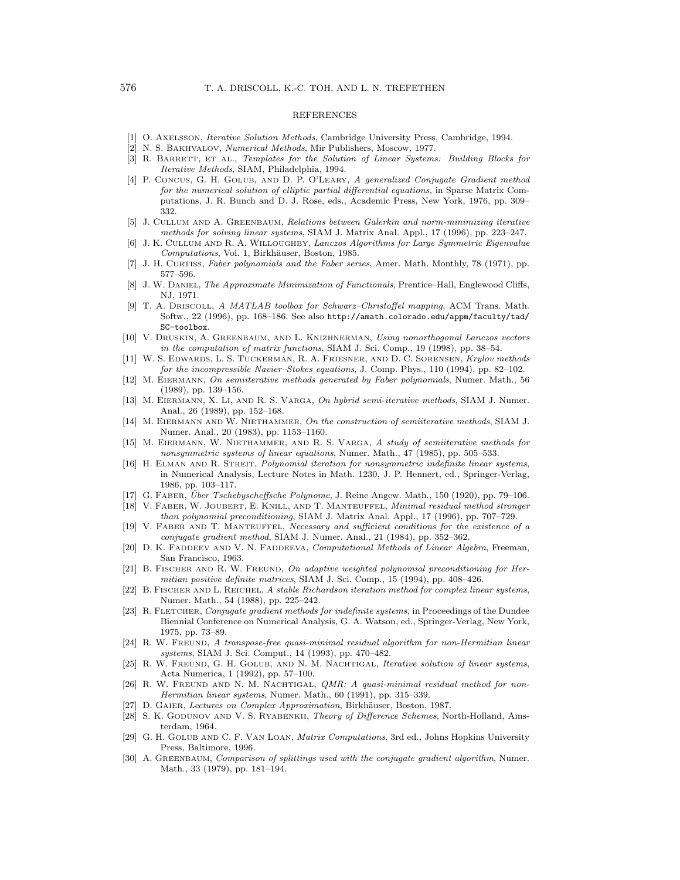## REFERENCES

[1] O. Axelsson, *Iterative Solution Methods*, Cambridge University Press, Cambridge, 1994.

[2] N. S. Bakhvalov, *Numerical Methods*, Mir Publishers, Moscow, 1977.

[3] R. Barrett, et al., *Templates for the Solution of Linear Systems: Building Blocks for Iterative Methods*, SIAM, Philadelphia, 1994.

[4] P. Concus, G. H. Golub, and D. P. O'Leary, *A generalized Conjugate Gradient method for the numerical solution of elliptic partial differential equations,* in Sparse Matrix Computations, J. R. Bunch and D. J. Rose, eds., Academic Press, New York, 1976, pp. 309–332.

[5] J. Cullum and A. Greenbaum, *Relations between Galerkin and norm-minimizing iterative methods for solving linear systems*, SIAM J. Matrix Anal. Appl., 17 (1996), pp. 223–247.

[6] J. K. Cullum and R. A. Willoughby, *Lanczos Algorithms for Large Symmetric Eigenvalue Computations*, Vol. 1, Birkhäuser, Boston, 1985.

[7] J. H. Curtiss, *Faber polynomials and the Faber series*, Amer. Math. Monthly, 78 (1971), pp. 577–596.

[8] J. W. Daniel, *The Approximate Minimization of Functionals*, Prentice–Hall, Englewood Cliffs, NJ, 1971.

[9] T. A. Driscoll, *A MATLAB toolbox for Schwarz–Christoffel mapping*, ACM Trans. Math. Softw., 22 (1996), pp. 168–186. See also `http://amath.colorado.edu/appm/faculty/tad/SC-toolbox`.

[10] V. Druskin, A. Greenbaum, and L. Knizhnerman, *Using nonorthogonal Lanczos vectors in the computation of matrix functions*, SIAM J. Sci. Comp., 19 (1998), pp. 38–54.

[11] W. S. Edwards, L. S. Tuckerman, R. A. Friesner, and D. C. Sorensen, *Krylov methods for the incompressible Navier–Stokes equations*, J. Comp. Phys., 110 (1994), pp. 82–102.

[12] M. Eiermann, *On semiiterative methods generated by Faber polynomials*, Numer. Math., 56 (1989), pp. 139–156.

[13] M. Eiermann, X. Li, and R. S. Varga, *On hybrid semi-iterative methods*, SIAM J. Numer. Anal., 26 (1989), pp. 152–168.

[14] M. Eiermann and W. Niethammer, *On the construction of semiiterative methods*, SIAM J. Numer. Anal., 20 (1983), pp. 1153–1160.

[15] M. Eiermann, W. Niethammer, and R. S. Varga, *A study of semiiterative methods for nonsymmetric systems of linear equations*, Numer. Math., 47 (1985), pp. 505–533.

[16] H. Elman and R. Streit, *Polynomial iteration for nonsymmetric indefinite linear systems*, in Numerical Analysis, Lecture Notes in Math. 1230, J. P. Hennert, ed., Springer-Verlag, 1986, pp. 103–117.

[17] G. Faber, *Über Tschebyscheffsche Polynome*, J. Reine Angew. Math., 150 (1920), pp. 79–106.

[18] V. Faber, W. Joubert, E. Knill, and T. Manteuffel, *Minimal residual method stronger than polynomial preconditioning*, SIAM J. Matrix Anal. Appl., 17 (1996), pp. 707–729.

[19] V. Faber and T. Manteuffel, *Necessary and sufficient conditions for the existence of a conjugate gradient method*, SIAM J. Numer. Anal., 21 (1984), pp. 352–362.

[20] D. K. Faddeev and V. N. Faddeeva, *Computational Methods of Linear Algebra*, Freeman, San Francisco, 1963.

[21] B. Fischer and R. W. Freund, *On adaptive weighted polynomial preconditioning for Hermitian positive definite matrices*, SIAM J. Sci. Comp., 15 (1994), pp. 408–426.

[22] B. Fischer and L. Reichel, *A stable Richardson iteration method for complex linear systems*, Numer. Math., 54 (1988), pp. 225–242.

[23] R. Fletcher, *Conjugate gradient methods for indefinite systems,* in Proceedings of the Dundee Biennial Conference on Numerical Analysis, G. A. Watson, ed., Springer-Verlag, New York, 1975, pp. 73–89.

[24] R. W. Freund, *A transpose-free quasi-minimal residual algorithm for non-Hermitian linear systems*, SIAM J. Sci. Comput., 14 (1993), pp. 470–482.

[25] R. W. Freund, G. H. Golub, and N. M. Nachtigal, *Iterative solution of linear systems*, Acta Numerica, 1 (1992), pp. 57–100.

[26] R. W. Freund and N. M. Nachtigal, *QMR: A quasi-minimal residual method for non-Hermitian linear systems*, Numer. Math., 60 (1991), pp. 315–339.

[27] D. Gaier, *Lectures on Complex Approximation*, Birkhäuser, Boston, 1987.

[28] S. K. Godunov and V. S. Ryabenkii, *Theory of Difference Schemes*, North-Holland, Amsterdam, 1964.

[29] G. H. Golub and C. F. Van Loan, *Matrix Computations*, 3rd ed., Johns Hopkins University Press, Baltimore, 1996.

[30] A. Greenbaum, *Comparison of splittings used with the conjugate gradient algorithm*, Numer. Math., 33 (1979), pp. 181–194.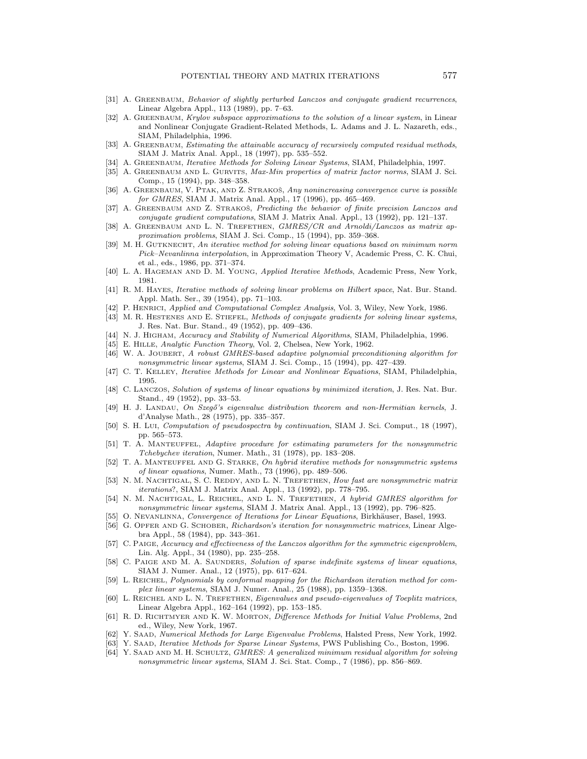[31] A. Greenbaum, *Behavior of slightly perturbed Lanczos and conjugate gradient recurrences*, Linear Algebra Appl., 113 (1989), pp. 7–63.

[32] A. Greenbaum, *Krylov subspace approximations to the solution of a linear system*, in Linear and Nonlinear Conjugate Gradient-Related Methods, L. Adams and J. L. Nazareth, eds., SIAM, Philadelphia, 1996.

[33] A. Greenbaum, *Estimating the attainable accuracy of recursively computed residual methods*, SIAM J. Matrix Anal. Appl., 18 (1997), pp. 535–552.

[34] A. Greenbaum, *Iterative Methods for Solving Linear Systems*, SIAM, Philadelphia, 1997.

[35] A. Greenbaum and L. Gurvits, *Max-Min properties of matrix factor norms*, SIAM J. Sci. Comp., 15 (1994), pp. 348–358.

[36] A. Greenbaum, V. Ptak, and Z. Strakoš, *Any nonincreasing convergence curve is possible for GMRES*, SIAM J. Matrix Anal. Appl., 17 (1996), pp. 465–469.

[37] A. Greenbaum and Z. Strakoš, *Predicting the behavior of finite precision Lanczos and conjugate gradient computations*, SIAM J. Matrix Anal. Appl., 13 (1992), pp. 121–137.

[38] A. Greenbaum and L. N. Trefethen, *GMRES/CR and Arnoldi/Lanczos as matrix approximation problems*, SIAM J. Sci. Comp., 15 (1994), pp. 359–368.

[39] M. H. Gutknecht, *An iterative method for solving linear equations based on minimum norm Pick–Nevanlinna interpolation*, in Approximation Theory V, Academic Press, C. K. Chui, et al., eds., 1986, pp. 371–374.

[40] L. A. Hageman and D. M. Young, *Applied Iterative Methods*, Academic Press, New York, 1981.

[41] R. M. Hayes, *Iterative methods of solving linear problems on Hilbert space*, Nat. Bur. Stand. Appl. Math. Ser., 39 (1954), pp. 71–103.

[42] P. Henrici, *Applied and Computational Complex Analysis*, Vol. 3, Wiley, New York, 1986.

[43] M. R. Hestenes and E. Stiefel, *Methods of conjugate gradients for solving linear systems*, J. Res. Nat. Bur. Stand., 49 (1952), pp. 409–436.

[44] N. J. Higham, *Accuracy and Stability of Numerical Algorithms*, SIAM, Philadelphia, 1996.

[45] E. Hille, *Analytic Function Theory*, Vol. 2, Chelsea, New York, 1962.

[46] W. A. Joubert, *A robust GMRES-based adaptive polynomial preconditioning algorithm for nonsymmetric linear systems*, SIAM J. Sci. Comp., 15 (1994), pp. 427–439.

[47] C. T. Kelley, *Iterative Methods for Linear and Nonlinear Equations*, SIAM, Philadelphia, 1995.

[48] C. Lanczos, *Solution of systems of linear equations by minimized iteration*, J. Res. Nat. Bur. Stand., 49 (1952), pp. 33–53.

[49] H. J. Landau, *On Szegő's eigenvalue distribution theorem and non-Hermitian kernels*, J. d'Analyse Math., 28 (1975), pp. 335–357.

[50] S. H. Lui, *Computation of pseudospectra by continuation*, SIAM J. Sci. Comput., 18 (1997), pp. 565–573.

[51] T. A. Manteuffel, *Adaptive procedure for estimating parameters for the nonsymmetric Tchebychev iteration*, Numer. Math., 31 (1978), pp. 183–208.

[52] T. A. Manteuffel and G. Starke, *On hybrid iterative methods for nonsymmetric systems of linear equations*, Numer. Math., 73 (1996), pp. 489–506.

[53] N. M. Nachtigal, S. C. Reddy, and L. N. Trefethen, *How fast are nonsymmetric matrix iterations?*, SIAM J. Matrix Anal. Appl., 13 (1992), pp. 778–795.

[54] N. M. Nachtigal, L. Reichel, and L. N. Trefethen, *A hybrid GMRES algorithm for nonsymmetric linear systems*, SIAM J. Matrix Anal. Appl., 13 (1992), pp. 796–825.

[55] O. Nevanlinna, *Convergence of Iterations for Linear Equations*, Birkhäuser, Basel, 1993.

[56] G. Opfer and G. Schober, *Richardson's iteration for nonsymmetric matrices*, Linear Algebra Appl., 58 (1984), pp. 343–361.

[57] C. Paige, *Accuracy and effectiveness of the Lanczos algorithm for the symmetric eigenproblem*, Lin. Alg. Appl., 34 (1980), pp. 235–258.

[58] C. Paige and M. A. Saunders, *Solution of sparse indefinite systems of linear equations*, SIAM J. Numer. Anal., 12 (1975), pp. 617–624.

[59] L. Reichel, *Polynomials by conformal mapping for the Richardson iteration method for complex linear systems*, SIAM J. Numer. Anal., 25 (1988), pp. 1359–1368.

[60] L. Reichel and L. N. Trefethen, *Eigenvalues and pseudo-eigenvalues of Toeplitz matrices*, Linear Algebra Appl., 162–164 (1992), pp. 153–185.

[61] R. D. Richtmyer and K. W. Morton, *Difference Methods for Initial Value Problems*, 2nd ed., Wiley, New York, 1967.

[62] Y. Saad, *Numerical Methods for Large Eigenvalue Problems*, Halsted Press, New York, 1992.

[63] Y. Saad, *Iterative Methods for Sparse Linear Systems*, PWS Publishing Co., Boston, 1996.

[64] Y. Saad and M. H. Schultz, *GMRES: A generalized minimum residual algorithm for solving nonsymmetric linear systems*, SIAM J. Sci. Stat. Comp., 7 (1986), pp. 856–869.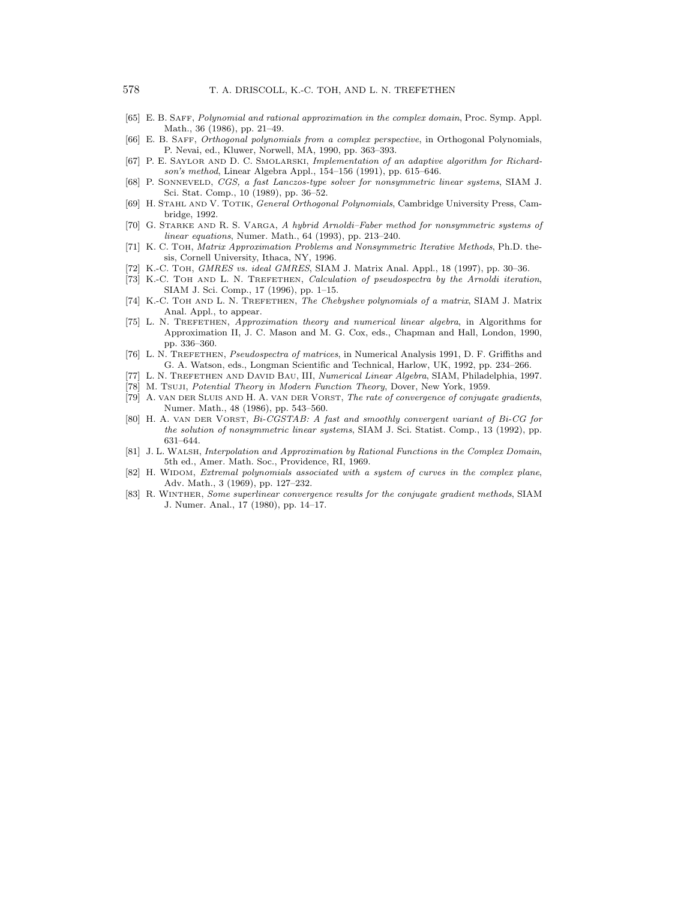[65] E. B. Saff, *Polynomial and rational approximation in the complex domain*, Proc. Symp. Appl. Math., 36 (1986), pp. 21–49.

[66] E. B. Saff, *Orthogonal polynomials from a complex perspective*, in Orthogonal Polynomials, P. Nevai, ed., Kluwer, Norwell, MA, 1990, pp. 363–393.

[67] P. E. Saylor and D. C. Smolarski, *Implementation of an adaptive algorithm for Richardson's method*, Linear Algebra Appl., 154–156 (1991), pp. 615–646.

[68] P. Sonneveld, *CGS, a fast Lanczos-type solver for nonsymmetric linear systems*, SIAM J. Sci. Stat. Comp., 10 (1989), pp. 36–52.

[69] H. Stahl and V. Totik, *General Orthogonal Polynomials*, Cambridge University Press, Cambridge, 1992.

[70] G. Starke and R. S. Varga, *A hybrid Arnoldi–Faber method for nonsymmetric systems of linear equations*, Numer. Math., 64 (1993), pp. 213–240.

[71] K. C. Toh, *Matrix Approximation Problems and Nonsymmetric Iterative Methods*, Ph.D. thesis, Cornell University, Ithaca, NY, 1996.

[72] K.-C. Toh, *GMRES vs. ideal GMRES*, SIAM J. Matrix Anal. Appl., 18 (1997), pp. 30–36.

[73] K.-C. Toh and L. N. Trefethen, *Calculation of pseudospectra by the Arnoldi iteration*, SIAM J. Sci. Comp., 17 (1996), pp. 1–15.

[74] K.-C. Toh and L. N. Trefethen, *The Chebyshev polynomials of a matrix*, SIAM J. Matrix Anal. Appl., to appear.

[75] L. N. Trefethen, *Approximation theory and numerical linear algebra*, in Algorithms for Approximation II, J. C. Mason and M. G. Cox, eds., Chapman and Hall, London, 1990, pp. 336–360.

[76] L. N. Trefethen, *Pseudospectra of matrices*, in Numerical Analysis 1991, D. F. Griffiths and G. A. Watson, eds., Longman Scientific and Technical, Harlow, UK, 1992, pp. 234–266.

[77] L. N. Trefethen and David Bau, III, *Numerical Linear Algebra*, SIAM, Philadelphia, 1997.

[78] M. Tsuji, *Potential Theory in Modern Function Theory*, Dover, New York, 1959.

[79] A. van der Sluis and H. A. van der Vorst, *The rate of convergence of conjugate gradients*, Numer. Math., 48 (1986), pp. 543–560.

[80] H. A. van der Vorst, *Bi-CGSTAB: A fast and smoothly convergent variant of Bi-CG for the solution of nonsymmetric linear systems*, SIAM J. Sci. Statist. Comp., 13 (1992), pp. 631–644.

[81] J. L. Walsh, *Interpolation and Approximation by Rational Functions in the Complex Domain*, 5th ed., Amer. Math. Soc., Providence, RI, 1969.

[82] H. Widom, *Extremal polynomials associated with a system of curves in the complex plane*, Adv. Math., 3 (1969), pp. 127–232.

[83] R. Winther, *Some superlinear convergence results for the conjugate gradient methods*, SIAM J. Numer. Anal., 17 (1980), pp. 14–17.